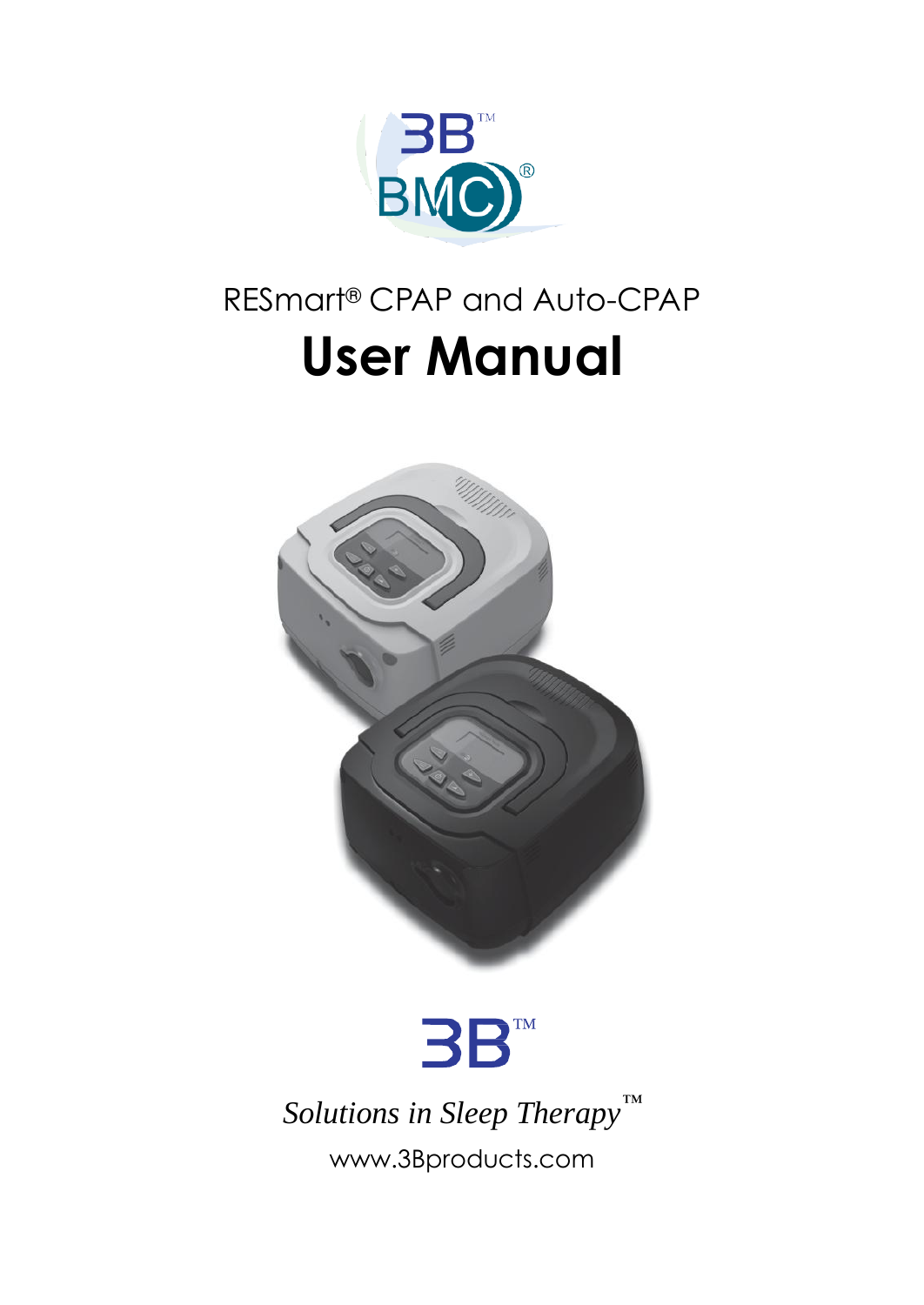3B™

BMC®

RESmart® CPAP and Auto-CPAP

# User Manual

3B™

*Solutions in Sleep Therapy*™

www.3Bproducts.com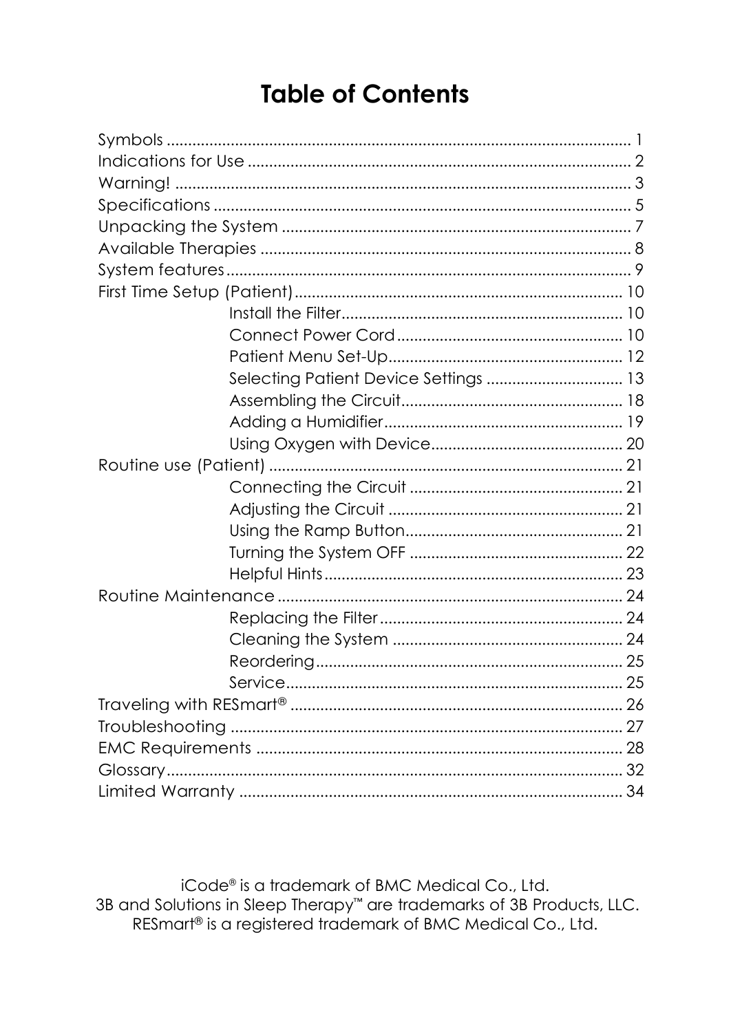# Table of Contents

Symbols ........................................................................................................ 1
Indications for Use ..................................................................................... 2
Warning! ..................................................................................................... 3
Specifications ............................................................................................. 5
Unpacking the System ............................................................................... 7
Available Therapies .................................................................................... 8
System features ........................................................................................... 9
First Time Setup (Patient) .......................................................................... 10
- Install the Filter ................................................................................ 10
- Connect Power Cord ......................................................................... 10
- Patient Menu Set-Up ......................................................................... 12
- Selecting Patient Device Settings .................................................... 13
- Assembling the Circuit ...................................................................... 18
- Adding a Humidifier ......................................................................... 19
- Using Oxygen with Device ................................................................ 20

Routine use (Patient) ................................................................................. 21
- Connecting the Circuit ..................................................................... 21
- Adjusting the Circuit ........................................................................ 21
- Using the Ramp Button ..................................................................... 21
- Turning the System OFF ................................................................... 22
- Helpful Hints ...................................................................................... 23

Routine Maintenance ................................................................................ 24
- Replacing the Filter ........................................................................... 24
- Cleaning the System ......................................................................... 24
- Reordering ......................................................................................... 25
- Service ................................................................................................ 25

Traveling with RESmart® .......................................................................... 26
Troubleshooting ......................................................................................... 27
EMC Requirements ................................................................................... 28
Glossary ...................................................................................................... 32
Limited Warranty ....................................................................................... 34

iCode® is a trademark of BMC Medical Co., Ltd.
3B and Solutions in Sleep Therapy™ are trademarks of 3B Products, LLC.
RESmart® is a registered trademark of BMC Medical Co., Ltd.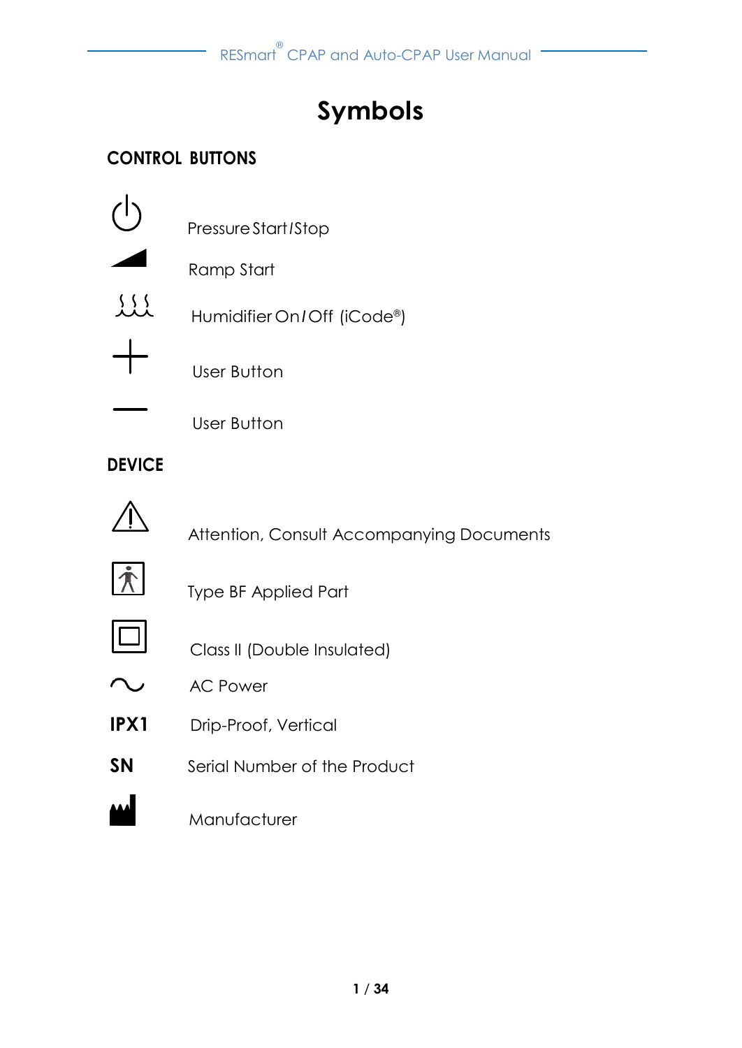# Symbols

## CONTROL BUTTONS

| Symbol | Description |
| --- | --- |
| ⏻ | Pressure Start / Stop |
| ◢ | Ramp Start |
| ♨ | Humidifier On / Off (iCode®) |
| + | User Button |
| — | User Button |

## DEVICE

| Symbol | Description |
| --- | --- |
| ⚠ | Attention, Consult Accompanying Documents |
|  | Type BF Applied Part |
| ⧈ | Class II (Double Insulated) |
| ∿ | AC Power |
| **IPX1** | Drip-Proof, Vertical |
| **SN** | Serial Number of the Product |
|  | Manufacturer |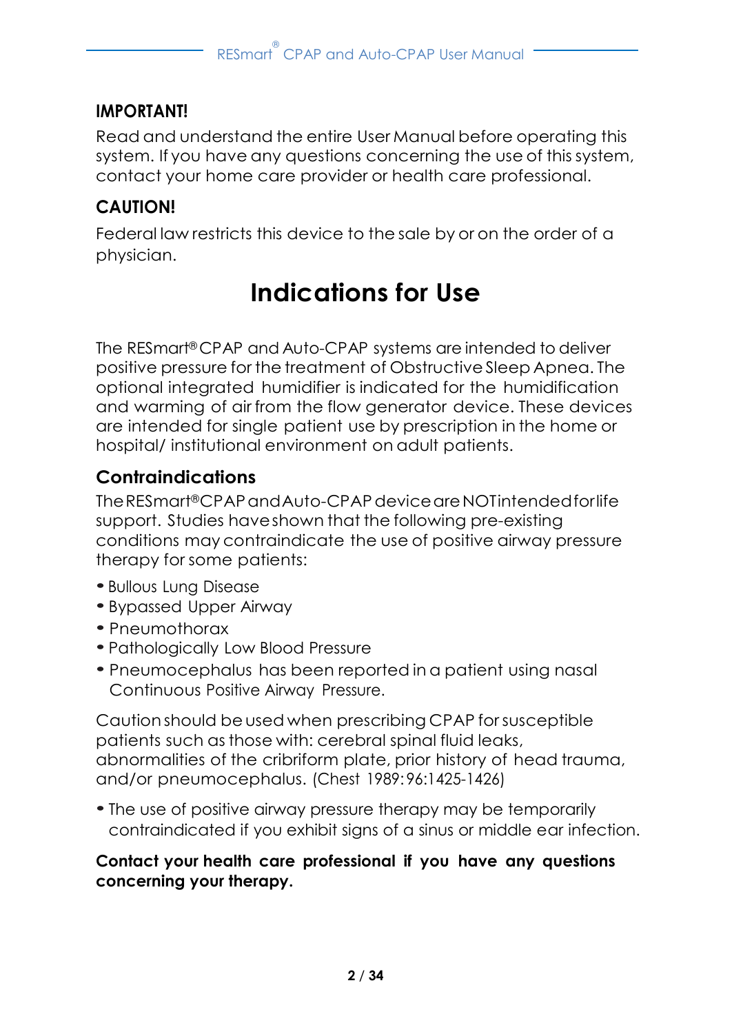**IMPORTANT!**

Read and understand the entire User Manual before operating this system. If you have any questions concerning the use of this system, contact your home care provider or health care professional.

**CAUTION!**

Federal law restricts this device to the sale by or on the order of a physician.

# Indications for Use

The RESmart® CPAP and Auto-CPAP systems are intended to deliver positive pressure for the treatment of Obstructive Sleep Apnea. The optional integrated humidifier is indicated for the humidification and warming of air from the flow generator device. These devices are intended for single patient use by prescription in the home or hospital/ institutional environment on adult patients.

## Contraindications

The RESmart® CPAP and Auto-CPAP device are NOT intended for life support. Studies have shown that the following pre-existing conditions may contraindicate the use of positive airway pressure therapy for some patients:

- Bullous Lung Disease
- Bypassed Upper Airway
- Pneumothorax
- Pathologically Low Blood Pressure
- Pneumocephalus has been reported in a patient using nasal Continuous Positive Airway Pressure.

Caution should be used when prescribing CPAP for susceptible patients such as those with: cerebral spinal fluid leaks, abnormalities of the cribriform plate, prior history of head trauma, and/or pneumocephalus. (Chest 1989:96:1425-1426)

- The use of positive airway pressure therapy may be temporarily contraindicated if you exhibit signs of a sinus or middle ear infection.

**Contact your health care professional if you have any questions concerning your therapy.**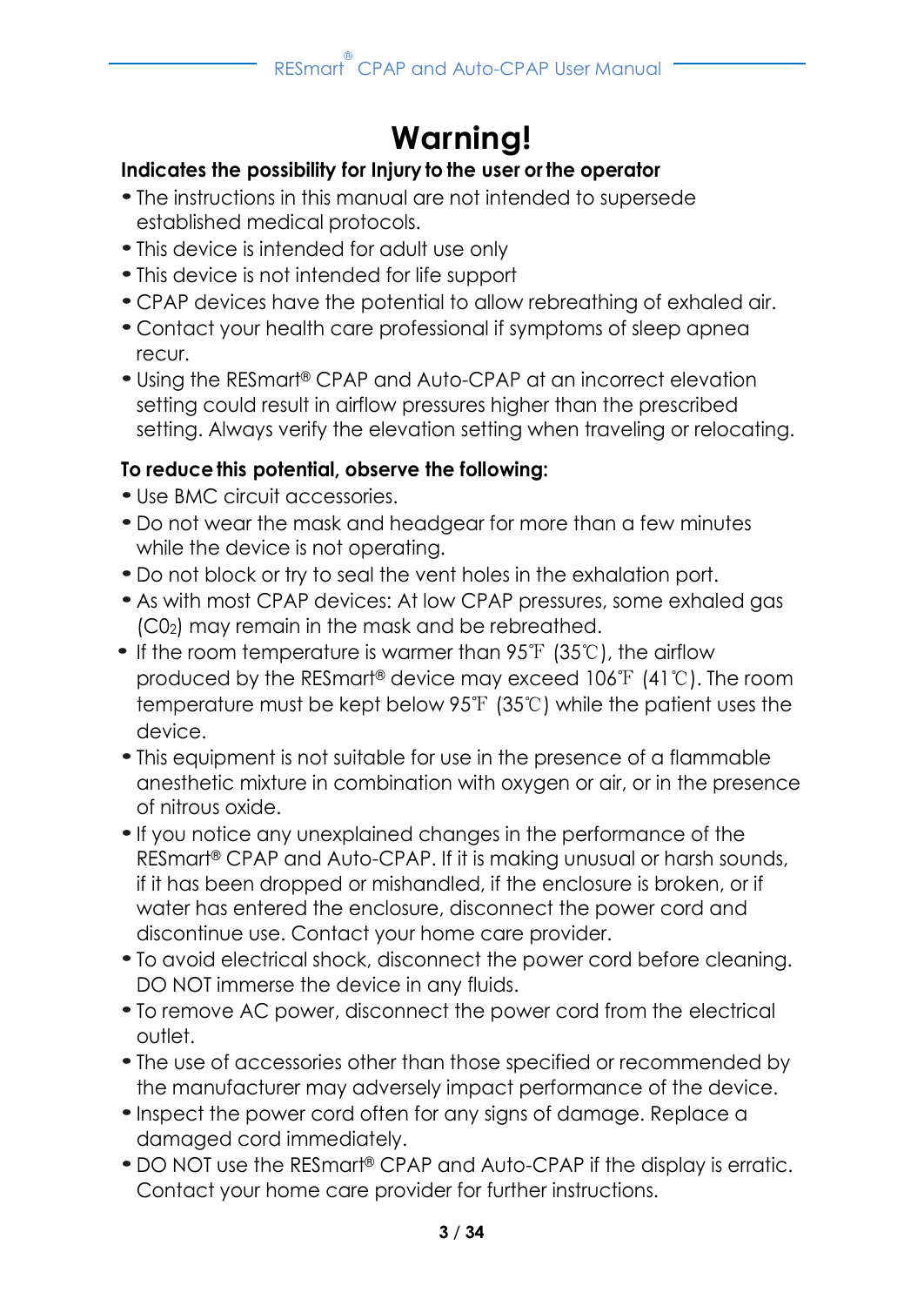# Warning!

**Indicates the possibility for Injury to the user or the operator**

- The instructions in this manual are not intended to supersede established medical protocols.
- This device is intended for adult use only
- This device is not intended for life support
- CPAP devices have the potential to allow rebreathing of exhaled air.
- Contact your health care professional if symptoms of sleep apnea recur.
- Using the RESmart® CPAP and Auto-CPAP at an incorrect elevation setting could result in airflow pressures higher than the prescribed setting. Always verify the elevation setting when traveling or relocating.

**To reduce this potential, observe the following:**

- Use BMC circuit accessories.
- Do not wear the mask and headgear for more than a few minutes while the device is not operating.
- Do not block or try to seal the vent holes in the exhalation port.
- As with most CPAP devices: At low CPAP pressures, some exhaled gas ($C0_2$) may remain in the mask and be rebreathed.
- If the room temperature is warmer than 95℉ (35℃), the airflow produced by the RESmart® device may exceed 106℉ (41℃). The room temperature must be kept below 95℉ (35℃) while the patient uses the device.
- This equipment is not suitable for use in the presence of a flammable anesthetic mixture in combination with oxygen or air, or in the presence of nitrous oxide.
- If you notice any unexplained changes in the performance of the RESmart® CPAP and Auto-CPAP. If it is making unusual or harsh sounds, if it has been dropped or mishandled, if the enclosure is broken, or if water has entered the enclosure, disconnect the power cord and discontinue use. Contact your home care provider.
- To avoid electrical shock, disconnect the power cord before cleaning. DO NOT immerse the device in any fluids.
- To remove AC power, disconnect the power cord from the electrical outlet.
- The use of accessories other than those specified or recommended by the manufacturer may adversely impact performance of the device.
- Inspect the power cord often for any signs of damage. Replace a damaged cord immediately.
- DO NOT use the RESmart® CPAP and Auto-CPAP if the display is erratic. Contact your home care provider for further instructions.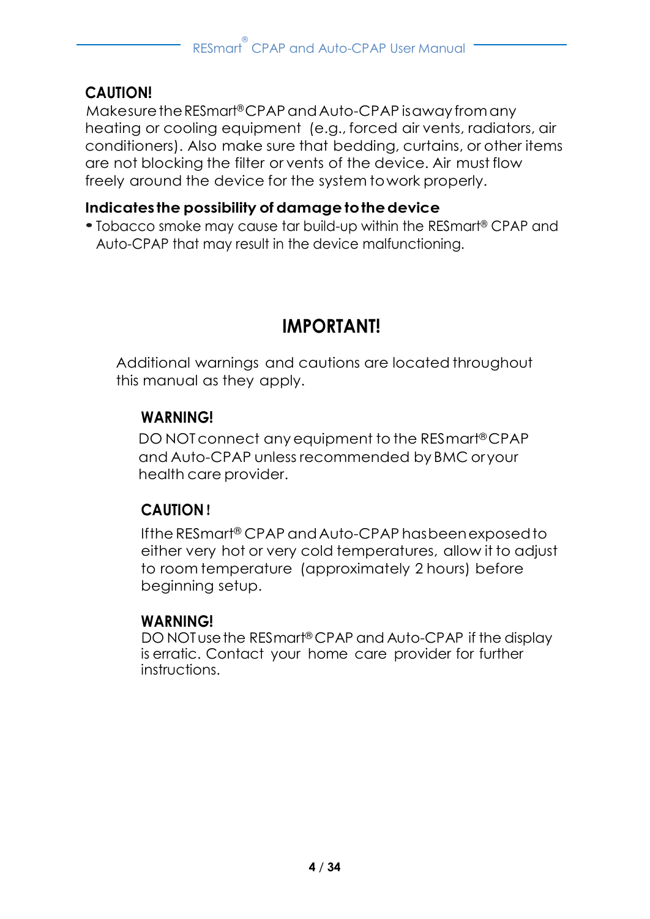**CAUTION!**

Make sure the RESmart® CPAP and Auto-CPAP is away from any heating or cooling equipment (e.g., forced air vents, radiators, air conditioners). Also make sure that bedding, curtains, or other items are not blocking the filter or vents of the device. Air must flow freely around the device for the system to work properly.

**Indicates the possibility of damage to the device**

- Tobacco smoke may cause tar build-up within the RESmart® CPAP and Auto-CPAP that may result in the device malfunctioning.

## IMPORTANT!

Additional warnings and cautions are located throughout this manual as they apply.

**WARNING!**

DO NOT connect any equipment to the RESmart® CPAP and Auto-CPAP unless recommended by BMC or your health care provider.

**CAUTION !**

If the RESmart® CPAP and Auto-CPAP has been exposed to either very hot or very cold temperatures, allow it to adjust to room temperature (approximately 2 hours) before beginning setup.

**WARNING!**

DO NOT use the RESmart® CPAP and Auto-CPAP if the display is erratic. Contact your home care provider for further instructions.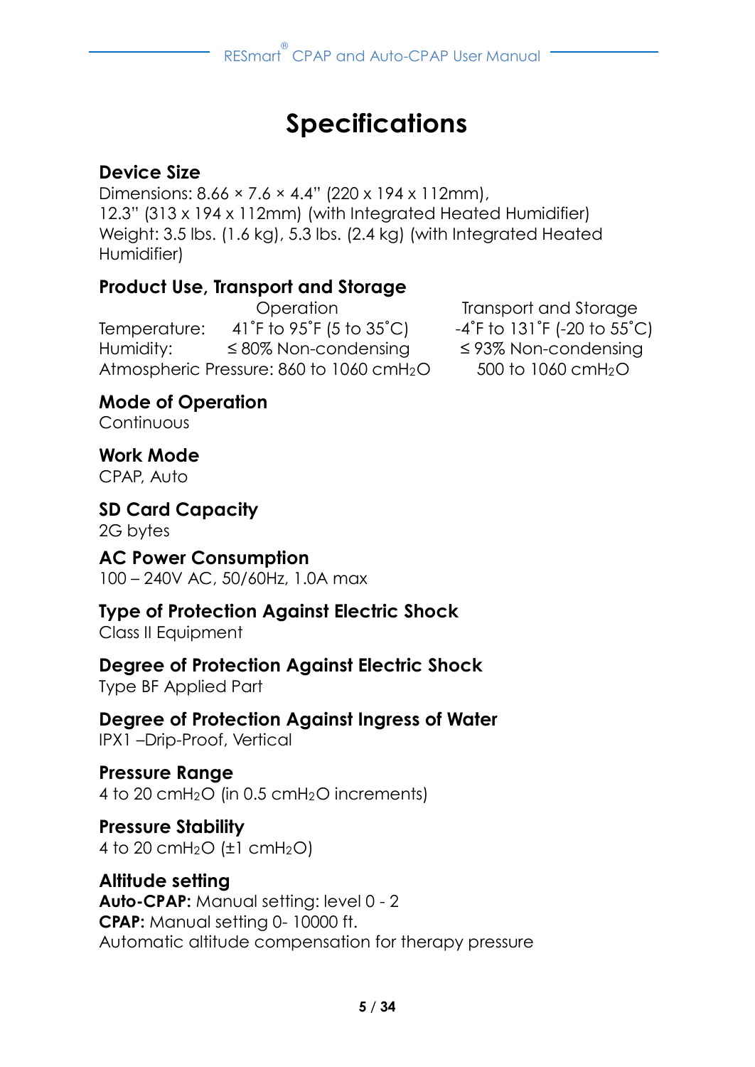# Specifications

## Device Size

Dimensions: 8.66 × 7.6 × 4.4" (220 x 194 x 112mm),
12.3" (313 x 194 x 112mm) (with Integrated Heated Humidifier)
Weight: 3.5 lbs. (1.6 kg), 5.3 lbs. (2.4 kg) (with Integrated Heated Humidifier)

## Product Use, Transport and Storage

| | Operation | Transport and Storage |
|---|---|---|
| Temperature: | 41˚F to 95˚F (5 to 35˚C) | -4˚F to 131˚F (-20 to 55˚C) |
| Humidity: | ≤ 80% Non-condensing | ≤ 93% Non-condensing |
| Atmospheric Pressure: | 860 to 1060 cm$H_2O$ | 500 to 1060 cm$H_2O$ |

## Mode of Operation

Continuous

## Work Mode

CPAP, Auto

## SD Card Capacity

2G bytes

## AC Power Consumption

100 – 240V AC, 50/60Hz, 1.0A max

## Type of Protection Against Electric Shock

Class II Equipment

## Degree of Protection Against Electric Shock

Type BF Applied Part

## Degree of Protection Against Ingress of Water

IPX1 –Drip-Proof, Vertical

## Pressure Range

4 to 20 cm$H_2O$ (in 0.5 cm$H_2O$ increments)

## Pressure Stability

4 to 20 cm$H_2O$ (±1 cm$H_2O$)

## Altitude setting

**Auto-CPAP:** Manual setting: level 0 - 2
**CPAP:** Manual setting 0- 10000 ft.
Automatic altitude compensation for therapy pressure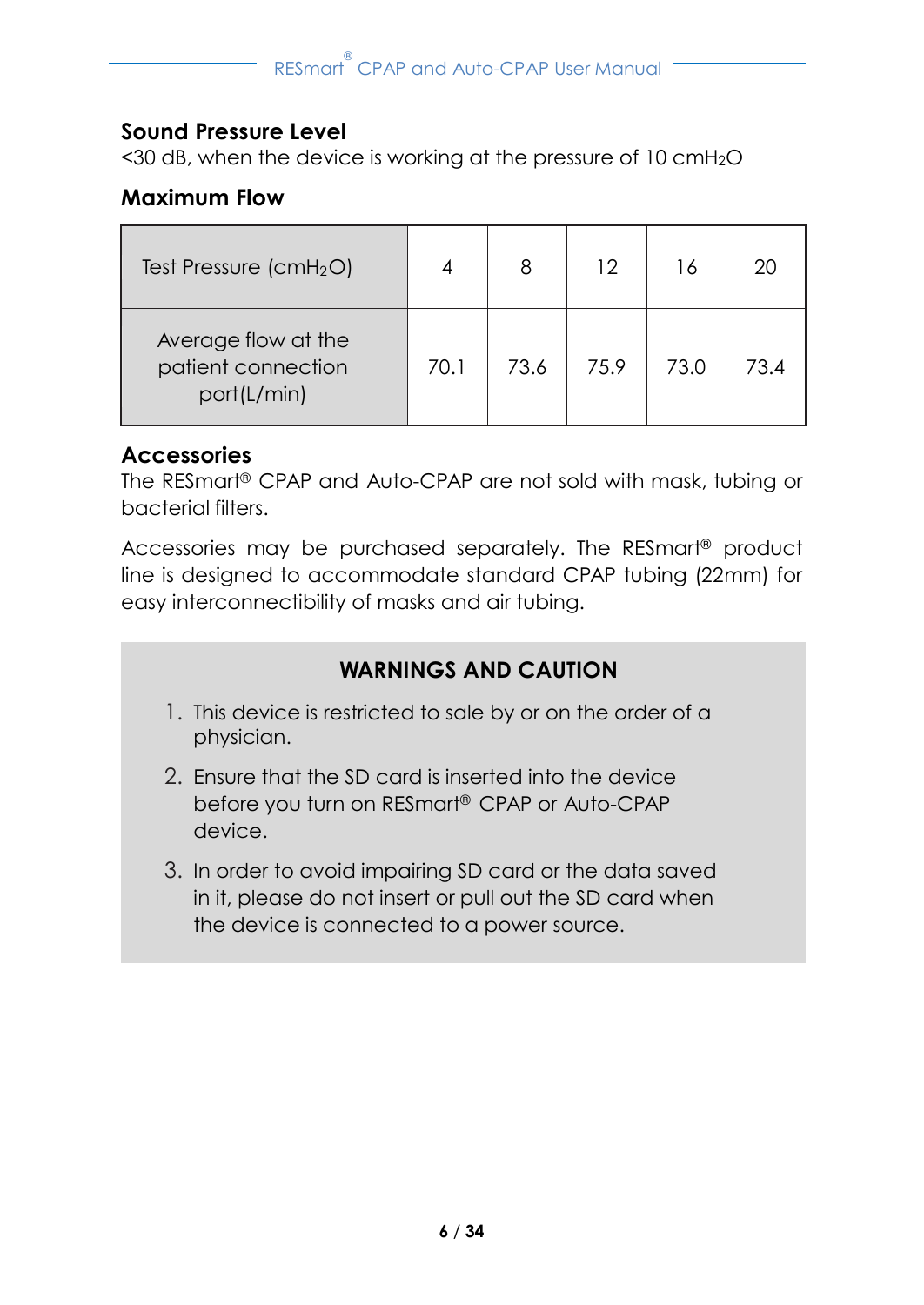## Sound Pressure Level

<30 dB, when the device is working at the pressure of 10 $cmH_2O$

## Maximum Flow

| Test Pressure ($cmH_2O$) | 4 | 8 | 12 | 16 | 20 |
|---|---|---|---|---|---|
| Average flow at the patient connection port(L/min) | 70.1 | 73.6 | 75.9 | 73.0 | 73.4 |

## Accessories

The RESmart® CPAP and Auto-CPAP are not sold with mask, tubing or bacterial filters.

Accessories may be purchased separately. The RESmart® product line is designed to accommodate standard CPAP tubing (22mm) for easy interconnectibility of masks and air tubing.

### WARNINGS AND CAUTION

1. This device is restricted to sale by or on the order of a physician.
2. Ensure that the SD card is inserted into the device before you turn on RESmart® CPAP or Auto-CPAP device.
3. In order to avoid impairing SD card or the data saved in it, please do not insert or pull out the SD card when the device is connected to a power source.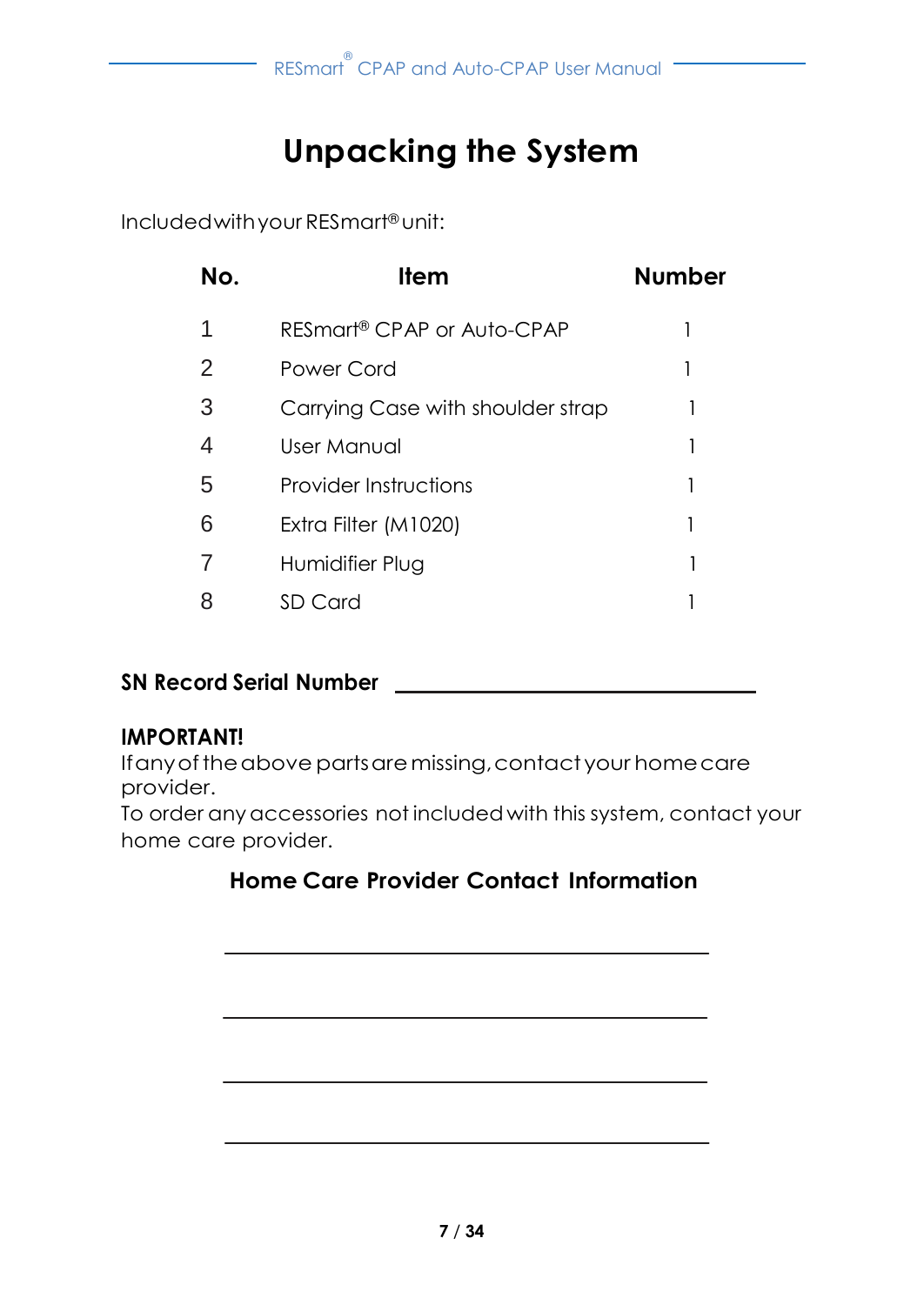# Unpacking the System

Included with your RESmart® unit:

| No. | Item | Number |
|---|---|---|
| 1 | RESmart® CPAP or Auto-CPAP | 1 |
| 2 | Power Cord | 1 |
| 3 | Carrying Case with shoulder strap | 1 |
| 4 | User Manual | 1 |
| 5 | Provider Instructions | 1 |
| 6 | Extra Filter (M1020) | 1 |
| 7 | Humidifier Plug | 1 |
| 8 | SD Card | 1 |

**SN Record Serial Number** ______________________________

**IMPORTANT!**
If any of the above parts are missing, contact your home care provider.
To order any accessories not included with this system, contact your home care provider.

**Home Care Provider Contact Information**

______________________________________

______________________________________

______________________________________

______________________________________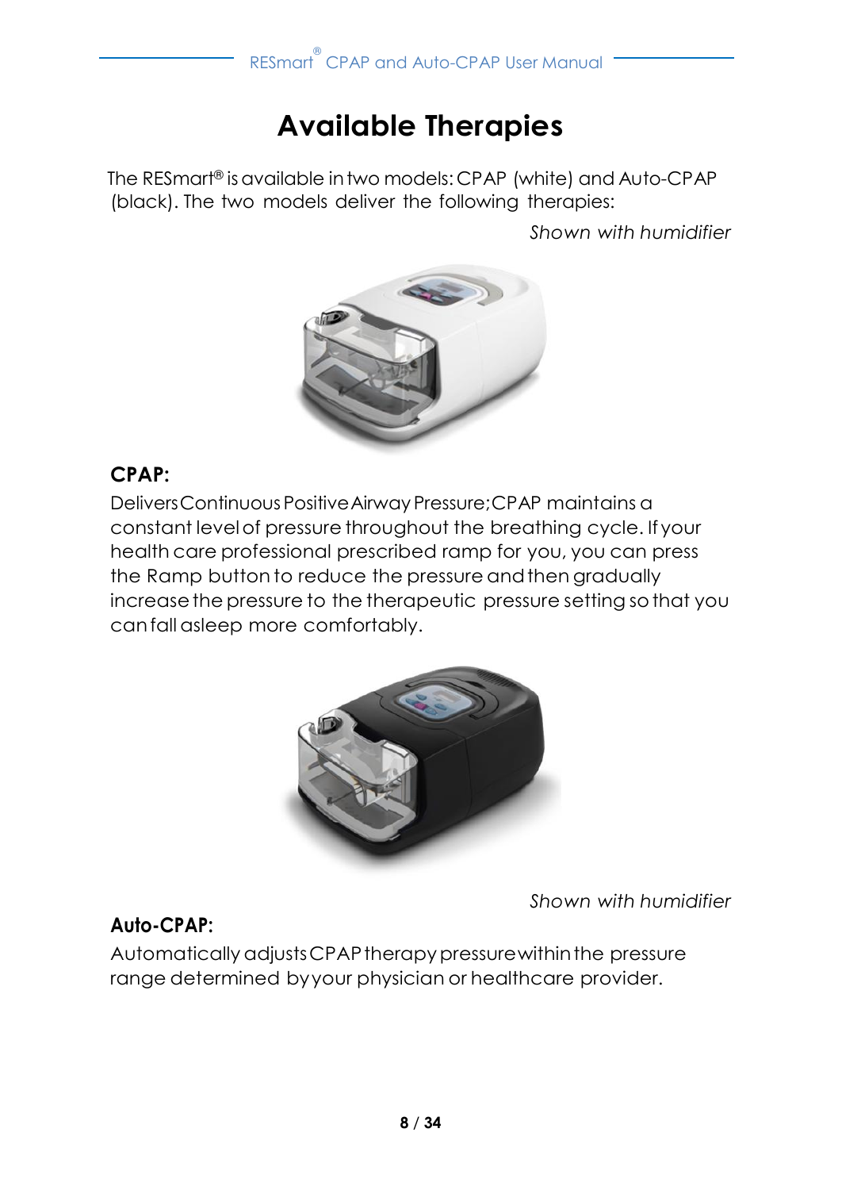# Available Therapies

The RESmart® is available in two models: CPAP (white) and Auto-CPAP (black). The two models deliver the following therapies:

*Shown with humidifier*

**CPAP:**

Delivers Continuous Positive Airway Pressure; CPAP maintains a constant level of pressure throughout the breathing cycle. If your health care professional prescribed ramp for you, you can press the Ramp button to reduce the pressure and then gradually increase the pressure to the therapeutic pressure setting so that you can fall asleep more comfortably.

*Shown with humidifier*

**Auto-CPAP:**

Automatically adjusts CPAP therapy pressure within the pressure range determined by your physician or healthcare provider.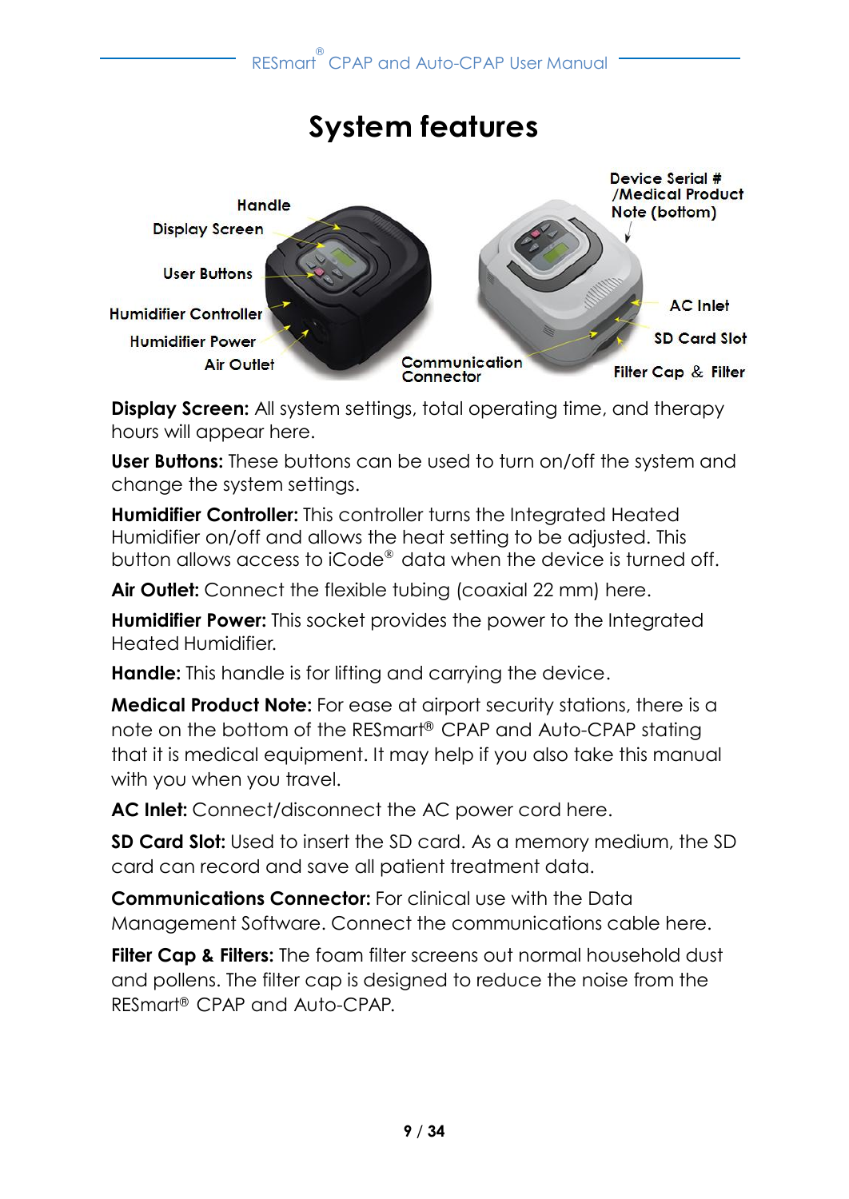# System features

Handle

Display Screen

User Buttons

Humidifier Controller

Humidifier Power

Air Outlet

Communication Connector

Device Serial # /Medical Product Note (bottom)

AC Inlet

SD Card Slot

Filter Cap & Filter

**Display Screen:** All system settings, total operating time, and therapy hours will appear here.

**User Buttons:** These buttons can be used to turn on/off the system and change the system settings.

**Humidifier Controller:** This controller turns the Integrated Heated Humidifier on/off and allows the heat setting to be adjusted. This button allows access to iCode® data when the device is turned off.

**Air Outlet:** Connect the flexible tubing (coaxial 22 mm) here.

**Humidifier Power:** This socket provides the power to the Integrated Heated Humidifier.

**Handle:** This handle is for lifting and carrying the device.

**Medical Product Note:** For ease at airport security stations, there is a note on the bottom of the RESmart® CPAP and Auto-CPAP stating that it is medical equipment. It may help if you also take this manual with you when you travel.

**AC Inlet:** Connect/disconnect the AC power cord here.

**SD Card Slot:** Used to insert the SD card. As a memory medium, the SD card can record and save all patient treatment data.

**Communications Connector:** For clinical use with the Data Management Software. Connect the communications cable here.

**Filter Cap & Filters:** The foam filter screens out normal household dust and pollens. The filter cap is designed to reduce the noise from the RESmart® CPAP and Auto-CPAP.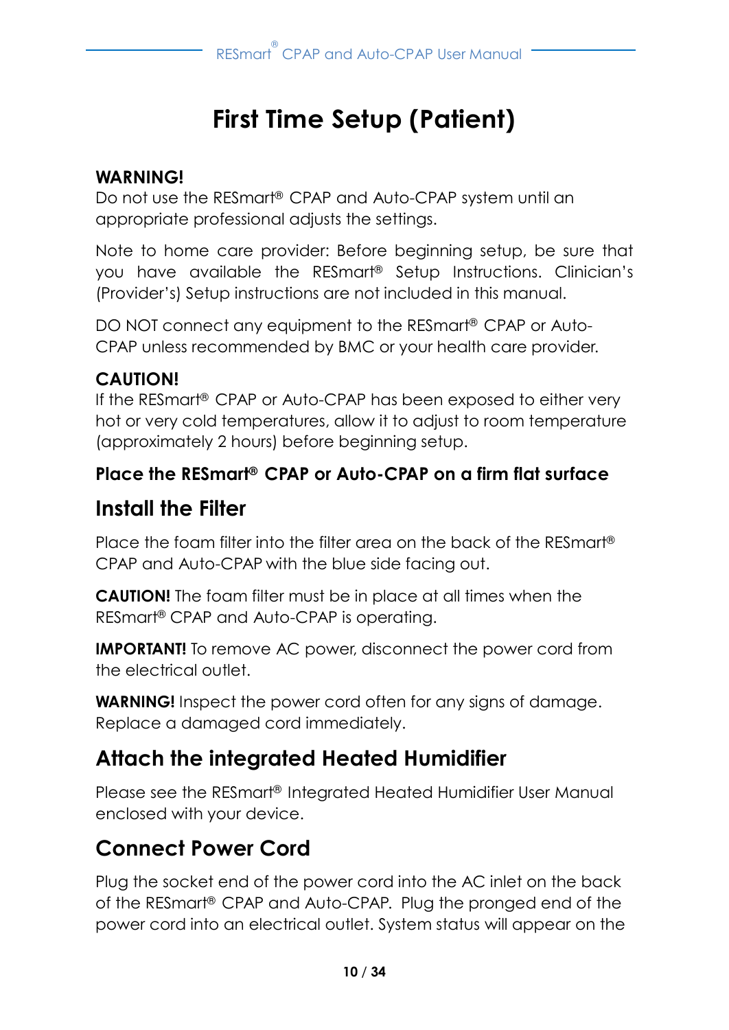# First Time Setup (Patient)

**WARNING!**
Do not use the RESmart® CPAP and Auto-CPAP system until an appropriate professional adjusts the settings.

Note to home care provider: Before beginning setup, be sure that you have available the RESmart® Setup Instructions. Clinician's (Provider's) Setup instructions are not included in this manual.

DO NOT connect any equipment to the RESmart® CPAP or Auto-CPAP unless recommended by BMC or your health care provider.

**CAUTION!**
If the RESmart® CPAP or Auto-CPAP has been exposed to either very hot or very cold temperatures, allow it to adjust to room temperature (approximately 2 hours) before beginning setup.

**Place the RESmart® CPAP or Auto-CPAP on a firm flat surface**

## Install the Filter

Place the foam filter into the filter area on the back of the RESmart® CPAP and Auto-CPAP with the blue side facing out.

**CAUTION!** The foam filter must be in place at all times when the RESmart® CPAP and Auto-CPAP is operating.

**IMPORTANT!** To remove AC power, disconnect the power cord from the electrical outlet.

**WARNING!** Inspect the power cord often for any signs of damage. Replace a damaged cord immediately.

## Attach the integrated Heated Humidifier

Please see the RESmart® Integrated Heated Humidifier User Manual enclosed with your device.

## Connect Power Cord

Plug the socket end of the power cord into the AC inlet on the back of the RESmart® CPAP and Auto-CPAP. Plug the pronged end of the power cord into an electrical outlet. System status will appear on the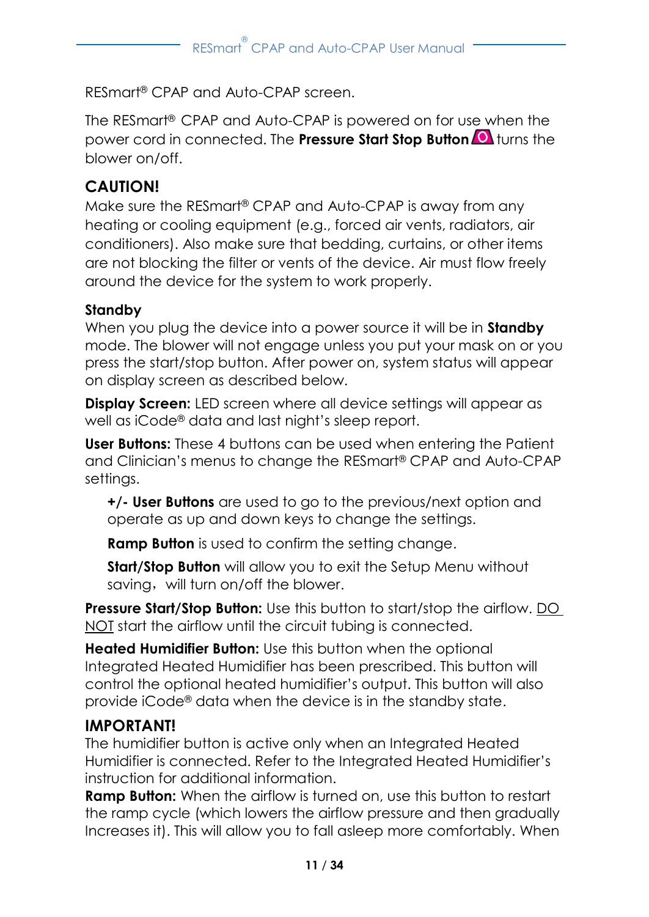RESmart® CPAP and Auto-CPAP screen.

The RESmart® CPAP and Auto-CPAP is powered on for use when the power cord in connected. The **Pressure Start Stop Button** turns the blower on/off.

## CAUTION!

Make sure the RESmart® CPAP and Auto-CPAP is away from any heating or cooling equipment (e.g., forced air vents, radiators, air conditioners). Also make sure that bedding, curtains, or other items are not blocking the filter or vents of the device. Air must flow freely around the device for the system to work properly.

### Standby

When you plug the device into a power source it will be in **Standby** mode. The blower will not engage unless you put your mask on or you press the start/stop button. After power on, system status will appear on display screen as described below.

**Display Screen:** LED screen where all device settings will appear as well as iCode® data and last night's sleep report.

**User Buttons:** These 4 buttons can be used when entering the Patient and Clinician's menus to change the RESmart® CPAP and Auto-CPAP settings.

> **+/- User Buttons** are used to go to the previous/next option and operate as up and down keys to change the settings.
>
> **Ramp Button** is used to confirm the setting change.
>
> **Start/Stop Button** will allow you to exit the Setup Menu without saving，will turn on/off the blower.

**Pressure Start/Stop Button:** Use this button to start/stop the airflow. <u>DO NOT</u> start the airflow until the circuit tubing is connected.

**Heated Humidifier Button:** Use this button when the optional Integrated Heated Humidifier has been prescribed. This button will control the optional heated humidifier's output. This button will also provide iCode® data when the device is in the standby state.

## IMPORTANT!

The humidifier button is active only when an Integrated Heated Humidifier is connected. Refer to the Integrated Heated Humidifier's instruction for additional information.

**Ramp Button:** When the airflow is turned on, use this button to restart the ramp cycle (which lowers the airflow pressure and then gradually Increases it). This will allow you to fall asleep more comfortably. When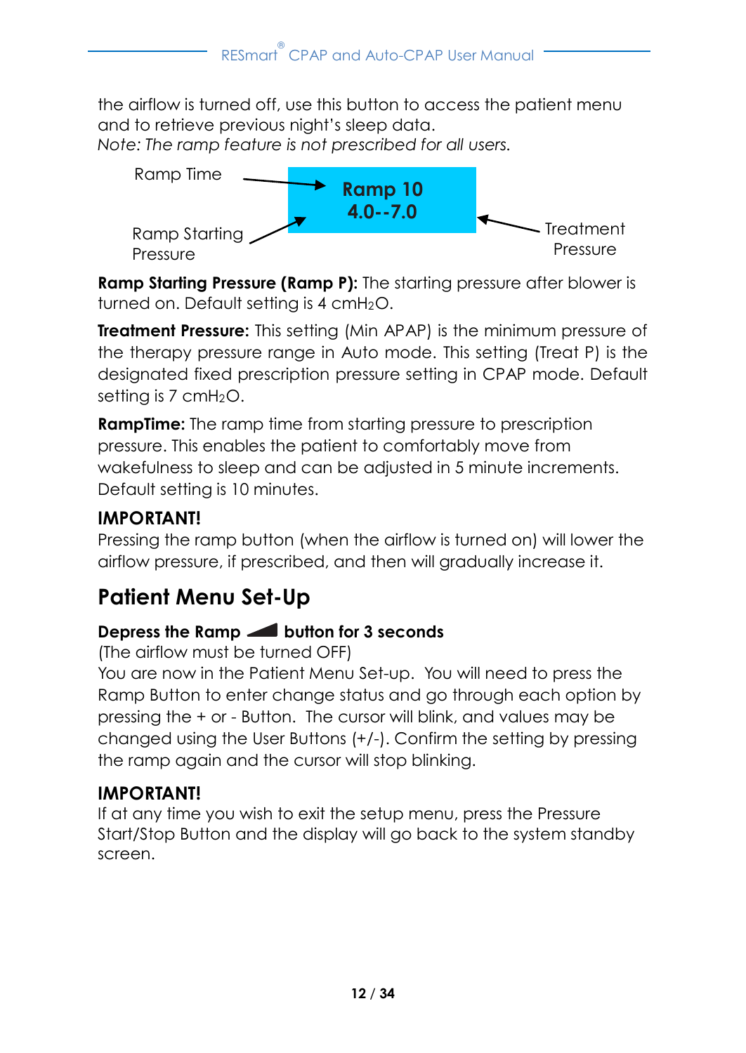the airflow is turned off, use this button to access the patient menu and to retrieve previous night's sleep data.
*Note: The ramp feature is not prescribed for all users.*

Ramp Time → **Ramp 10**

Ramp Starting Pressure → **4.0--7.0** ← Treatment Pressure

**Ramp Starting Pressure (Ramp P):** The starting pressure after blower is turned on. Default setting is 4 cm$H_2O$.

**Treatment Pressure:** This setting (Min APAP) is the minimum pressure of the therapy pressure range in Auto mode. This setting (Treat P) is the designated fixed prescription pressure setting in CPAP mode. Default setting is 7 cm$H_2O$.

**RampTime:** The ramp time from starting pressure to prescription pressure. This enables the patient to comfortably move from wakefulness to sleep and can be adjusted in 5 minute increments. Default setting is 10 minutes.

### IMPORTANT!

Pressing the ramp button (when the airflow is turned on) will lower the airflow pressure, if prescribed, and then will gradually increase it.

## Patient Menu Set-Up

**Depress the Ramp button for 3 seconds**
(The airflow must be turned OFF)
You are now in the Patient Menu Set-up. You will need to press the Ramp Button to enter change status and go through each option by pressing the + or - Button. The cursor will blink, and values may be changed using the User Buttons (+/-). Confirm the setting by pressing the ramp again and the cursor will stop blinking.

### IMPORTANT!

If at any time you wish to exit the setup menu, press the Pressure Start/Stop Button and the display will go back to the system standby screen.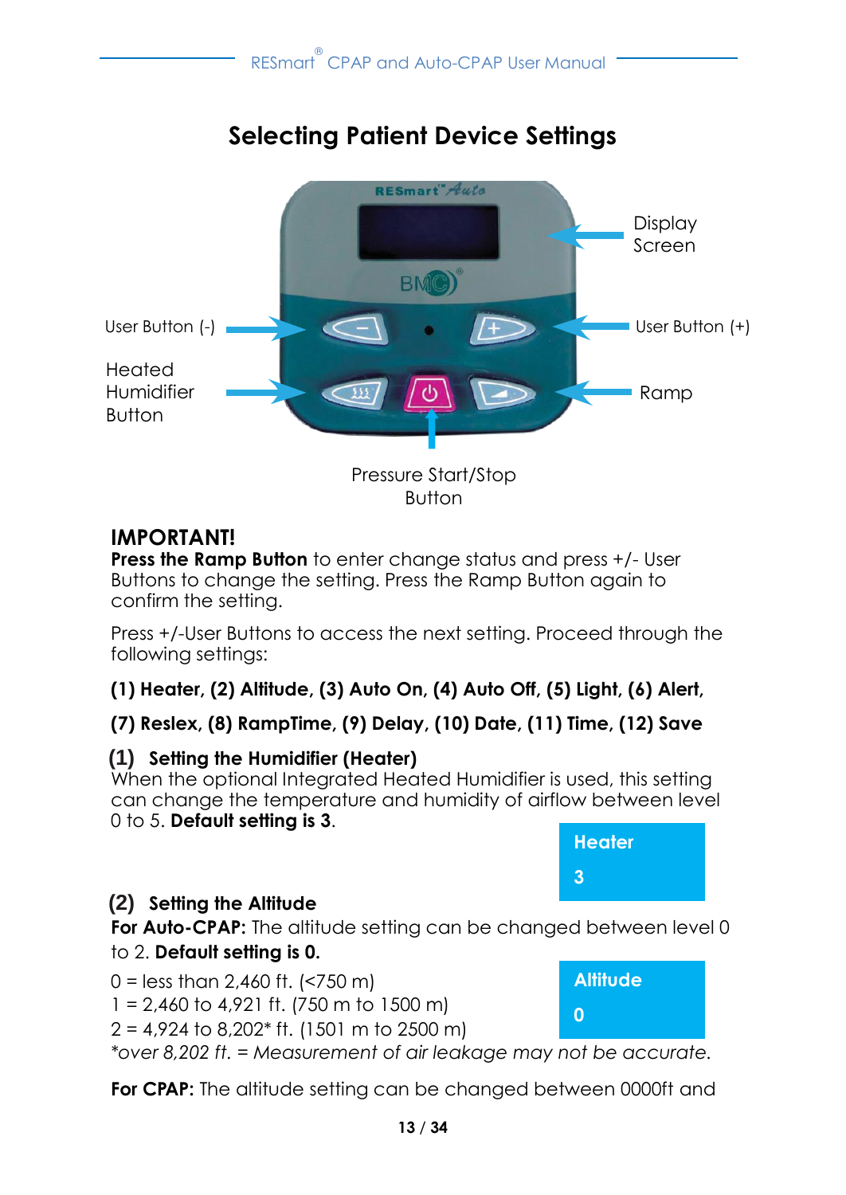## Selecting Patient Device Settings

Display Screen

User Button (-)

User Button (+)

Heated Humidifier Button

Ramp

Pressure Start/Stop Button

**IMPORTANT!**

**Press the Ramp Button** to enter change status and press +/- User Buttons to change the setting. Press the Ramp Button again to confirm the setting.

Press +/-User Buttons to access the next setting. Proceed through the following settings:

**(1) Heater, (2) Altitude, (3) Auto On, (4) Auto Off, (5) Light, (6) Alert,**

**(7) Reslex, (8) RampTime, (9) Delay, (10) Date, (11) Time, (12) Save**

### (1) Setting the Humidifier (Heater)

When the optional Integrated Heated Humidifier is used, this setting can change the temperature and humidity of airflow between level 0 to 5. **Default setting is 3**.

**Heater**
**3**

### (2) Setting the Altitude

**For Auto-CPAP:** The altitude setting can be changed between level 0 to 2. **Default setting is 0.**

0 = less than 2,460 ft. (<750 m)
1 = 2,460 to 4,921 ft. (750 m to 1500 m)
2 = 4,924 to 8,202* ft. (1501 m to 2500 m)

**Altitude**
**0**

*\*over 8,202 ft. = Measurement of air leakage may not be accurate.*

**For CPAP:** The altitude setting can be changed between 0000ft and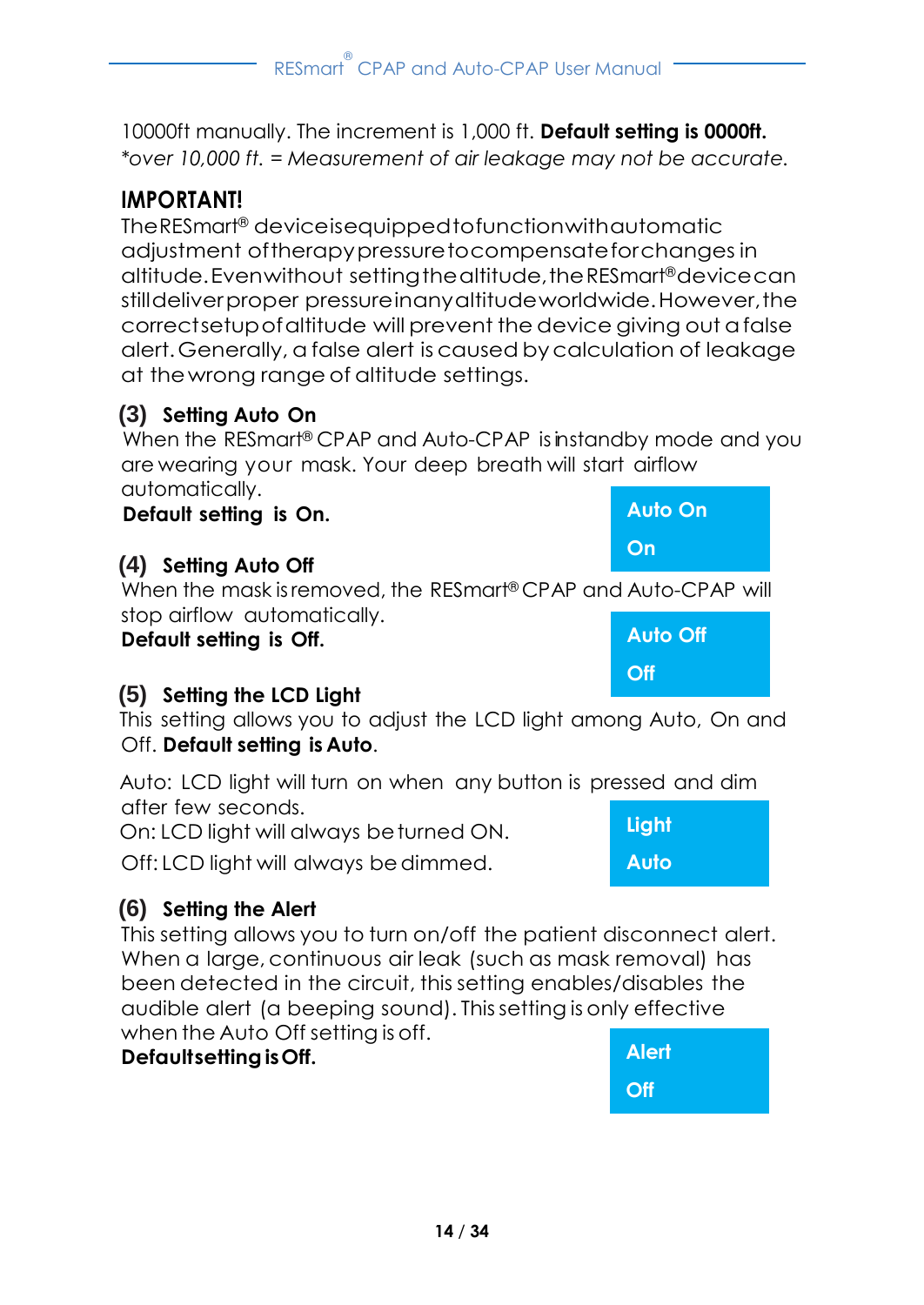10000ft manually. The increment is 1,000 ft. **Default setting is 0000ft.**
*\*over 10,000 ft. = Measurement of air leakage may not be accurate.*

## IMPORTANT!

The RESmart® device is equipped to function with automatic adjustment of therapy pressure to compensate for changes in altitude. Even without setting the altitude, the RESmart® device can still deliver proper pressure in any altitude worldwide. However, the correct setup of altitude will prevent the device giving out a false alert. Generally, a false alert is caused by calculation of leakage at the wrong range of altitude settings.

### (3) Setting Auto On

When the RESmart® CPAP and Auto-CPAP is in standby mode and you are wearing your mask. Your deep breath will start airflow automatically.
**Default setting is On.**

Auto On
On

### (4) Setting Auto Off

When the mask is removed, the RESmart® CPAP and Auto-CPAP will stop airflow automatically.
**Default setting is Off.**

Auto Off
Off

### (5) Setting the LCD Light

This setting allows you to adjust the LCD light among Auto, On and Off. **Default setting is Auto**.

Auto: LCD light will turn on when any button is pressed and dim after few seconds.
On: LCD light will always be turned ON.
Off: LCD light will always be dimmed.

Light
Auto

### (6) Setting the Alert

This setting allows you to turn on/off the patient disconnect alert. When a large, continuous air leak (such as mask removal) has been detected in the circuit, this setting enables/disables the audible alert (a beeping sound). This setting is only effective when the Auto Off setting is off.
**Default setting is Off.**

Alert
Off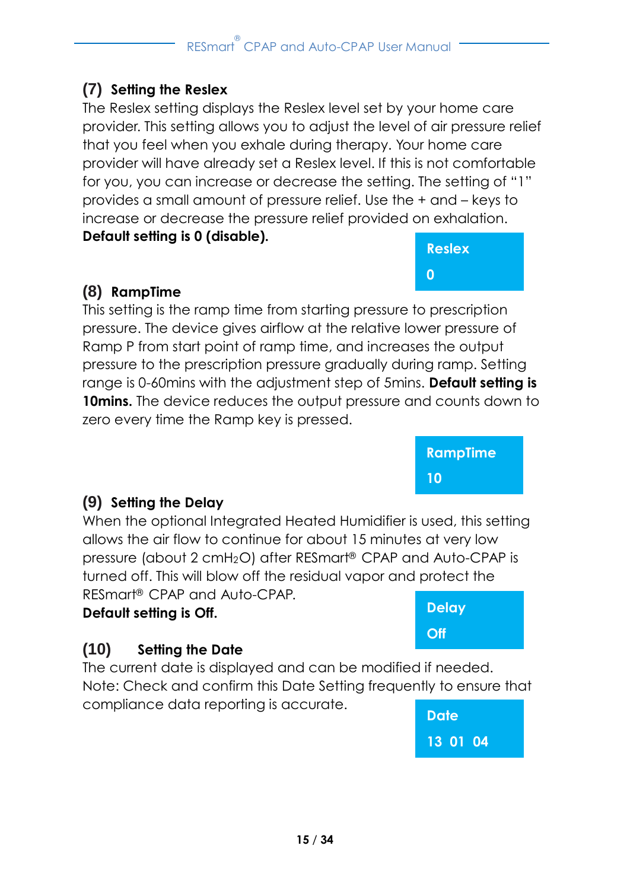### (7) Setting the Reslex

The Reslex setting displays the Reslex level set by your home care provider. This setting allows you to adjust the level of air pressure relief that you feel when you exhale during therapy. Your home care provider will have already set a Reslex level. If this is not comfortable for you, you can increase or decrease the setting. The setting of "1" provides a small amount of pressure relief. Use the + and – keys to increase or decrease the pressure relief provided on exhalation.

**Default setting is 0 (disable).**

**Reslex**
**0**

### (8) RampTime

This setting is the ramp time from starting pressure to prescription pressure. The device gives airflow at the relative lower pressure of Ramp P from start point of ramp time, and increases the output pressure to the prescription pressure gradually during ramp. Setting range is 0-60mins with the adjustment step of 5mins. **Default setting is 10mins.** The device reduces the output pressure and counts down to zero every time the Ramp key is pressed.

**RampTime**
**10**

### (9) Setting the Delay

When the optional Integrated Heated Humidifier is used, this setting allows the air flow to continue for about 15 minutes at very low pressure (about 2 $cmH_2O$) after RESmart® CPAP and Auto-CPAP is turned off. This will blow off the residual vapor and protect the RESmart® CPAP and Auto-CPAP.

**Default setting is Off.**

**Delay**
**Off**

### (10) Setting the Date

The current date is displayed and can be modified if needed.
Note: Check and confirm this Date Setting frequently to ensure that compliance data reporting is accurate.

**Date**
**13 01 04**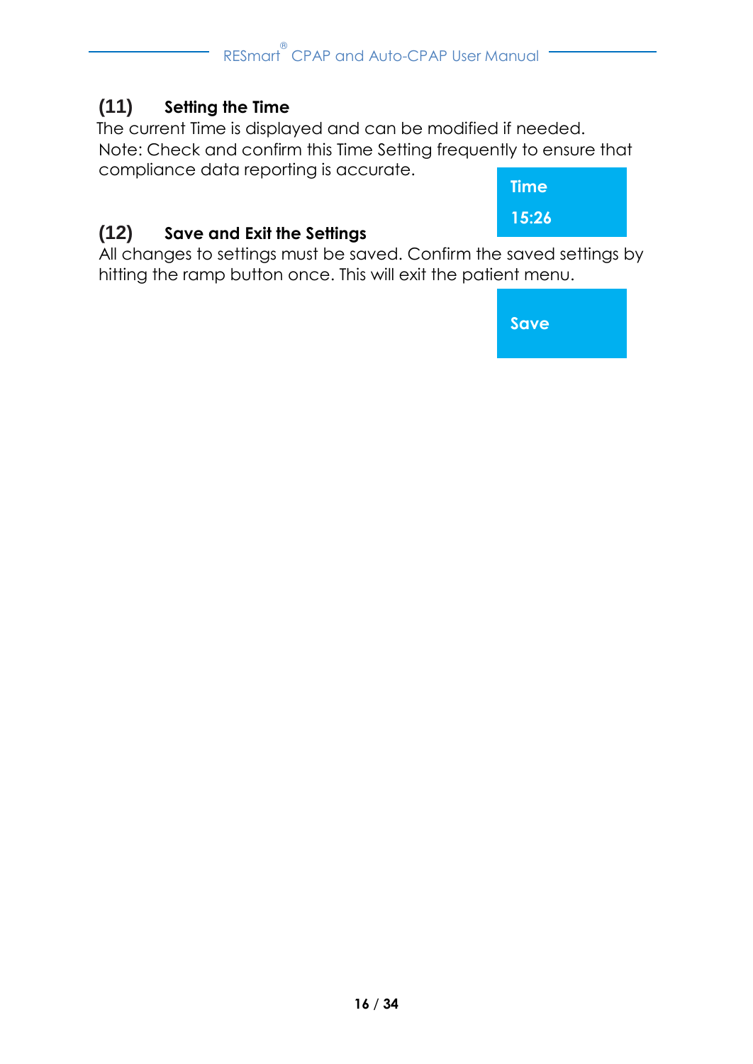### (11) Setting the Time

The current Time is displayed and can be modified if needed.
Note: Check and confirm this Time Setting frequently to ensure that compliance data reporting is accurate.

**Time**
**15:26**

### (12) Save and Exit the Settings

All changes to settings must be saved. Confirm the saved settings by hitting the ramp button once. This will exit the patient menu.

**Save**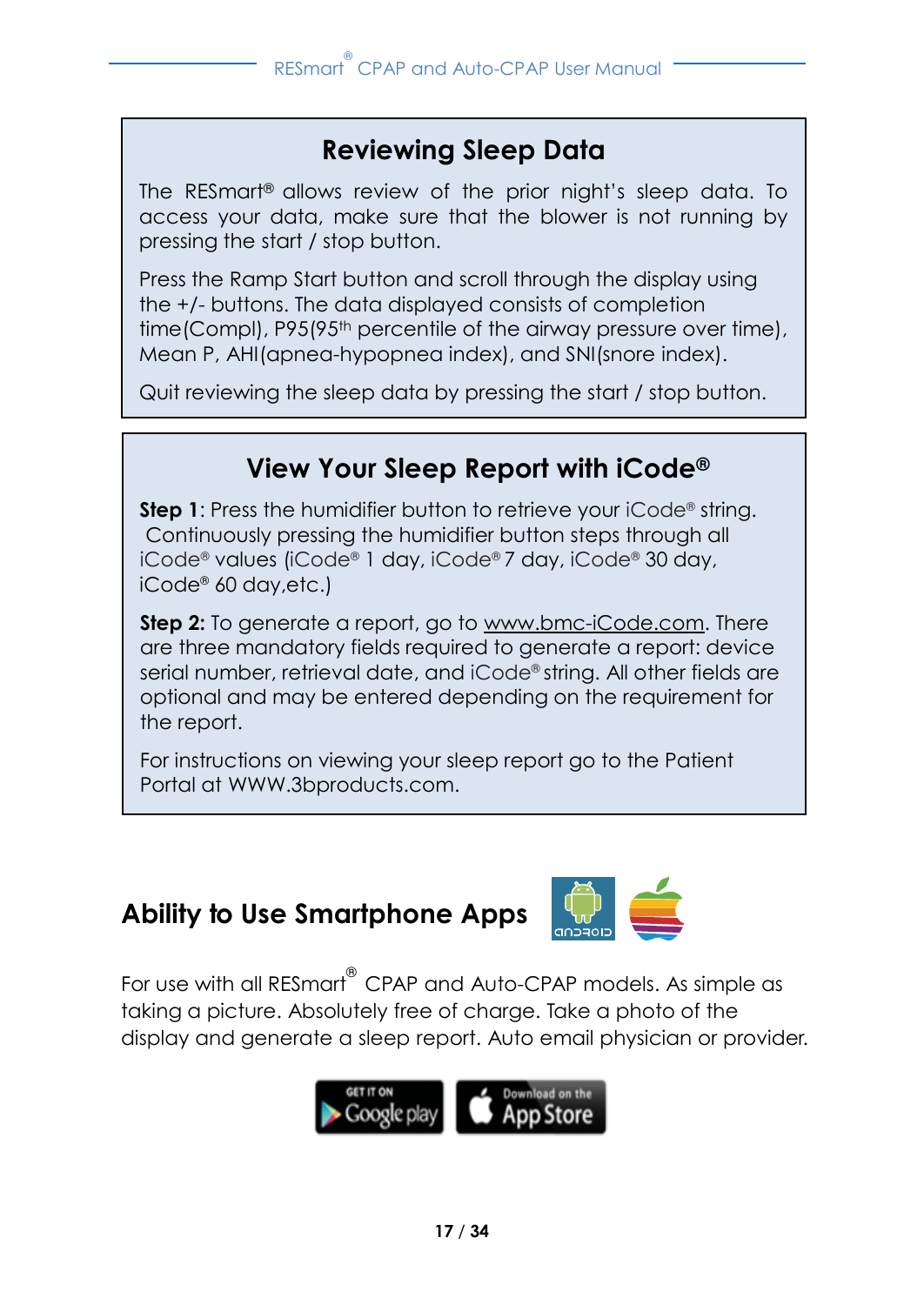## Reviewing Sleep Data

The RESmart® allows review of the prior night's sleep data. To access your data, make sure that the blower is not running by pressing the start / stop button.

Press the Ramp Start button and scroll through the display using the +/- buttons. The data displayed consists of completion time(Compl), P95(95th percentile of the airway pressure over time), Mean P, AHI(apnea-hypopnea index), and SNI(snore index).

Quit reviewing the sleep data by pressing the start / stop button.

## View Your Sleep Report with iCode®

**Step 1**: Press the humidifier button to retrieve your iCode® string. Continuously pressing the humidifier button steps through all iCode® values (iCode® 1 day, iCode® 7 day, iCode® 30 day, iCode® 60 day,etc.)

**Step 2:** To generate a report, go to www.bmc-iCode.com. There are three mandatory fields required to generate a report: device serial number, retrieval date, and iCode® string. All other fields are optional and may be entered depending on the requirement for the report.

For instructions on viewing your sleep report go to the Patient Portal at WWW.3bproducts.com.

## Ability to Use Smartphone Apps

For use with all RESmart® CPAP and Auto-CPAP models. As simple as taking a picture. Absolutely free of charge. Take a photo of the display and generate a sleep report. Auto email physician or provider.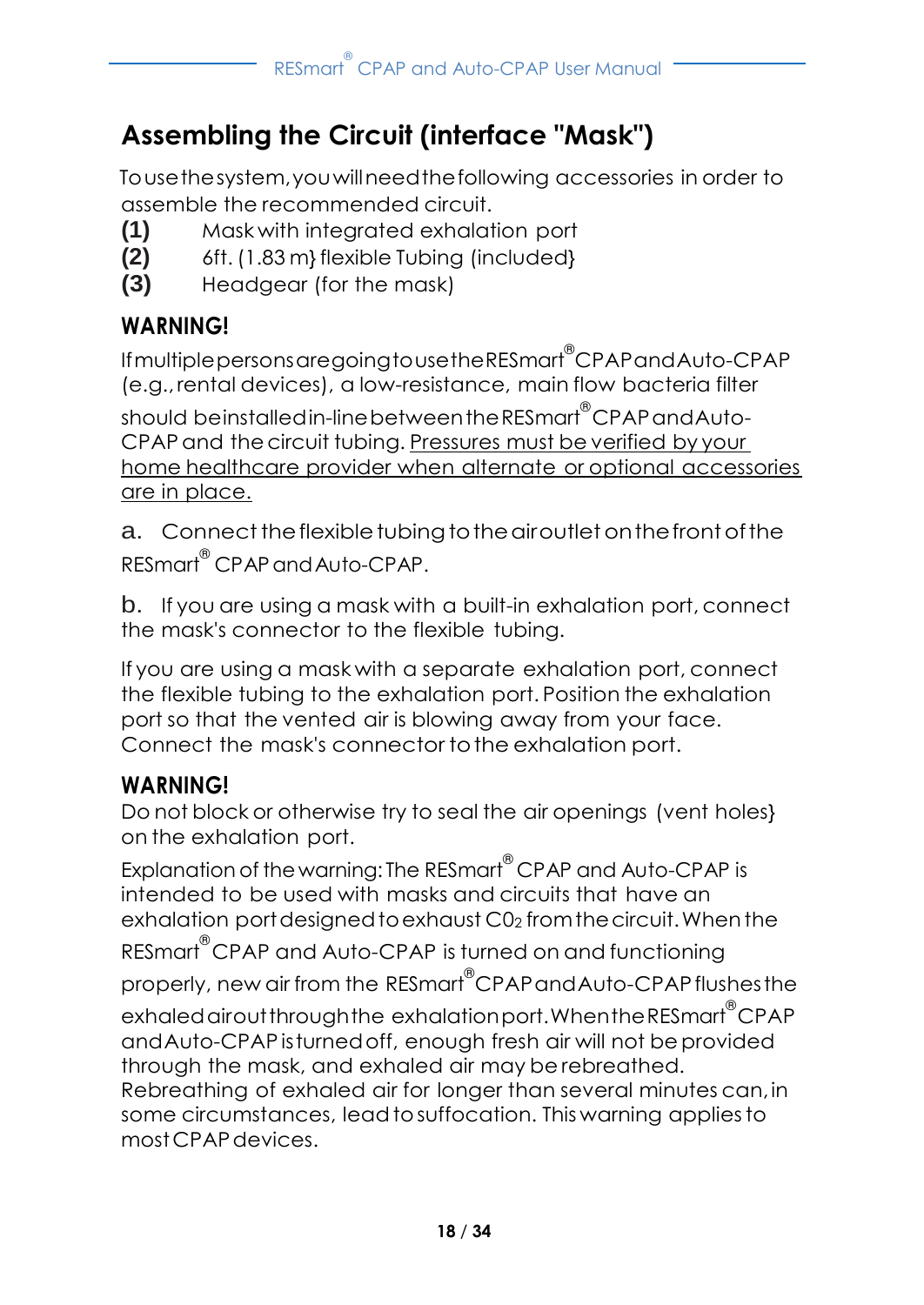# Assembling the Circuit (interface "Mask")

To use the system, you will need the following accessories in order to assemble the recommended circuit.

**(1)** Mask with integrated exhalation port
**(2)** 6ft. (1.83 m} flexible Tubing (included}
**(3)** Headgear (for the mask)

### WARNING!

If multiple persons are going to use the RESmart® CPAP and Auto-CPAP (e.g., rental devices), a low-resistance, main flow bacteria filter should be installed in-line between the RESmart® CPAP and Auto-CPAP and the circuit tubing. <u>Pressures must be verified by your home healthcare provider when alternate or optional accessories are in place.</u>

a. Connect the flexible tubing to the air outlet on the front of the RESmart® CPAP and Auto-CPAP.

b. If you are using a mask with a built-in exhalation port, connect the mask's connector to the flexible tubing.

If you are using a mask with a separate exhalation port, connect the flexible tubing to the exhalation port. Position the exhalation port so that the vented air is blowing away from your face. Connect the mask's connector to the exhalation port.

### WARNING!

Do not block or otherwise try to seal the air openings (vent holes} on the exhalation port.

Explanation of the warning: The RESmart® CPAP and Auto-CPAP is intended to be used with masks and circuits that have an exhalation port designed to exhaust $C0_2$ from the circuit. When the RESmart® CPAP and Auto-CPAP is turned on and functioning properly, new air from the RESmart® CPAP and Auto-CPAP flushes the exhaled air out through the exhalation port. When the RESmart® CPAP and Auto-CPAP is turned off, enough fresh air will not be provided through the mask, and exhaled air may be rebreathed. Rebreathing of exhaled air for longer than several minutes can, in some circumstances, lead to suffocation. This warning applies to most CPAP devices.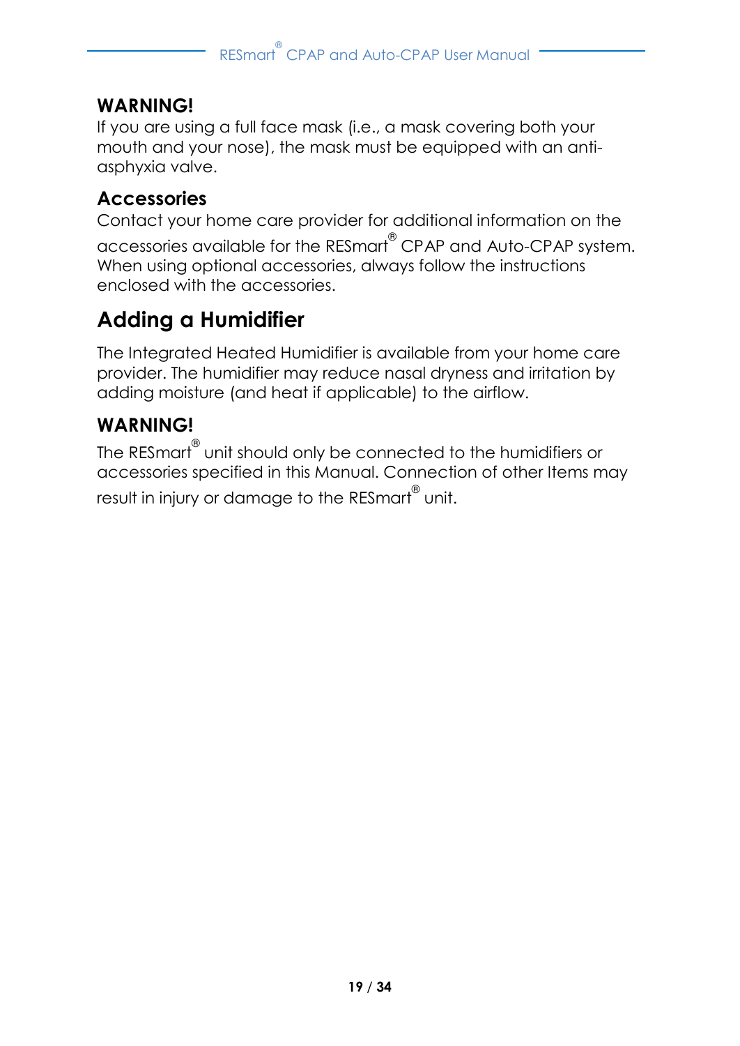### WARNING!

If you are using a full face mask (i.e., a mask covering both your mouth and your nose), the mask must be equipped with an anti-asphyxia valve.

### Accessories

Contact your home care provider for additional information on the accessories available for the RESmart® CPAP and Auto-CPAP system. When using optional accessories, always follow the instructions enclosed with the accessories.

## Adding a Humidifier

The Integrated Heated Humidifier is available from your home care provider. The humidifier may reduce nasal dryness and irritation by adding moisture (and heat if applicable) to the airflow.

### WARNING!

The RESmart® unit should only be connected to the humidifiers or accessories specified in this Manual. Connection of other Items may result in injury or damage to the RESmart® unit.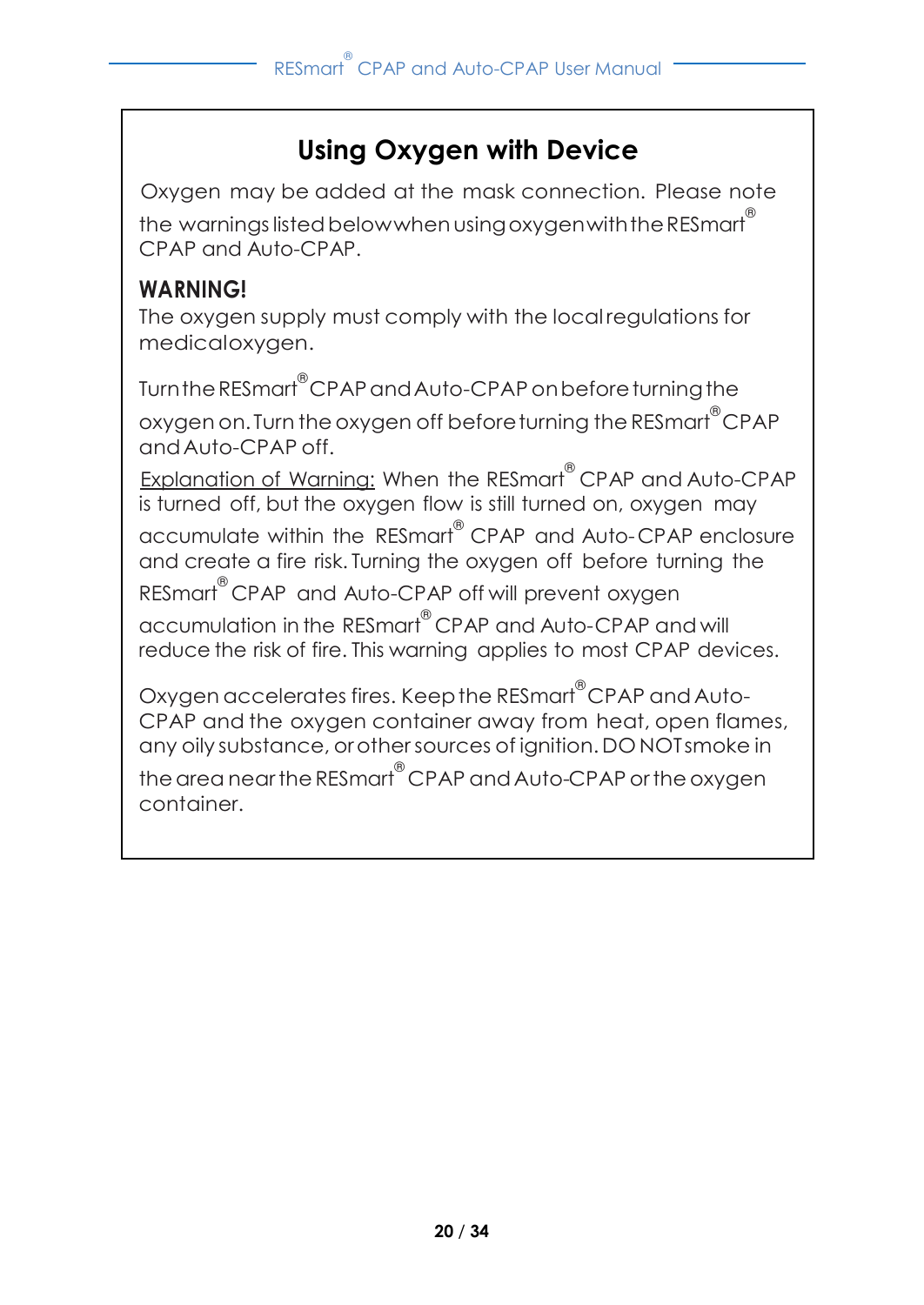## Using Oxygen with Device

Oxygen may be added at the mask connection. Please note the warnings listed below when using oxygen with the RESmart® CPAP and Auto-CPAP.

**WARNING!**

The oxygen supply must comply with the local regulations for medical oxygen.

Turn the RESmart® CPAP and Auto-CPAP on before turning the oxygen on. Turn the oxygen off before turning the RESmart® CPAP and Auto-CPAP off.

Explanation of Warning: When the RESmart® CPAP and Auto-CPAP is turned off, but the oxygen flow is still turned on, oxygen may accumulate within the RESmart® CPAP and Auto-CPAP enclosure and create a fire risk. Turning the oxygen off before turning the RESmart® CPAP and Auto-CPAP off will prevent oxygen accumulation in the RESmart® CPAP and Auto-CPAP and will reduce the risk of fire. This warning applies to most CPAP devices.

Oxygen accelerates fires. Keep the RESmart® CPAP and Auto-CPAP and the oxygen container away from heat, open flames, any oily substance, or other sources of ignition. DO NOT smoke in the area near the RESmart® CPAP and Auto-CPAP or the oxygen container.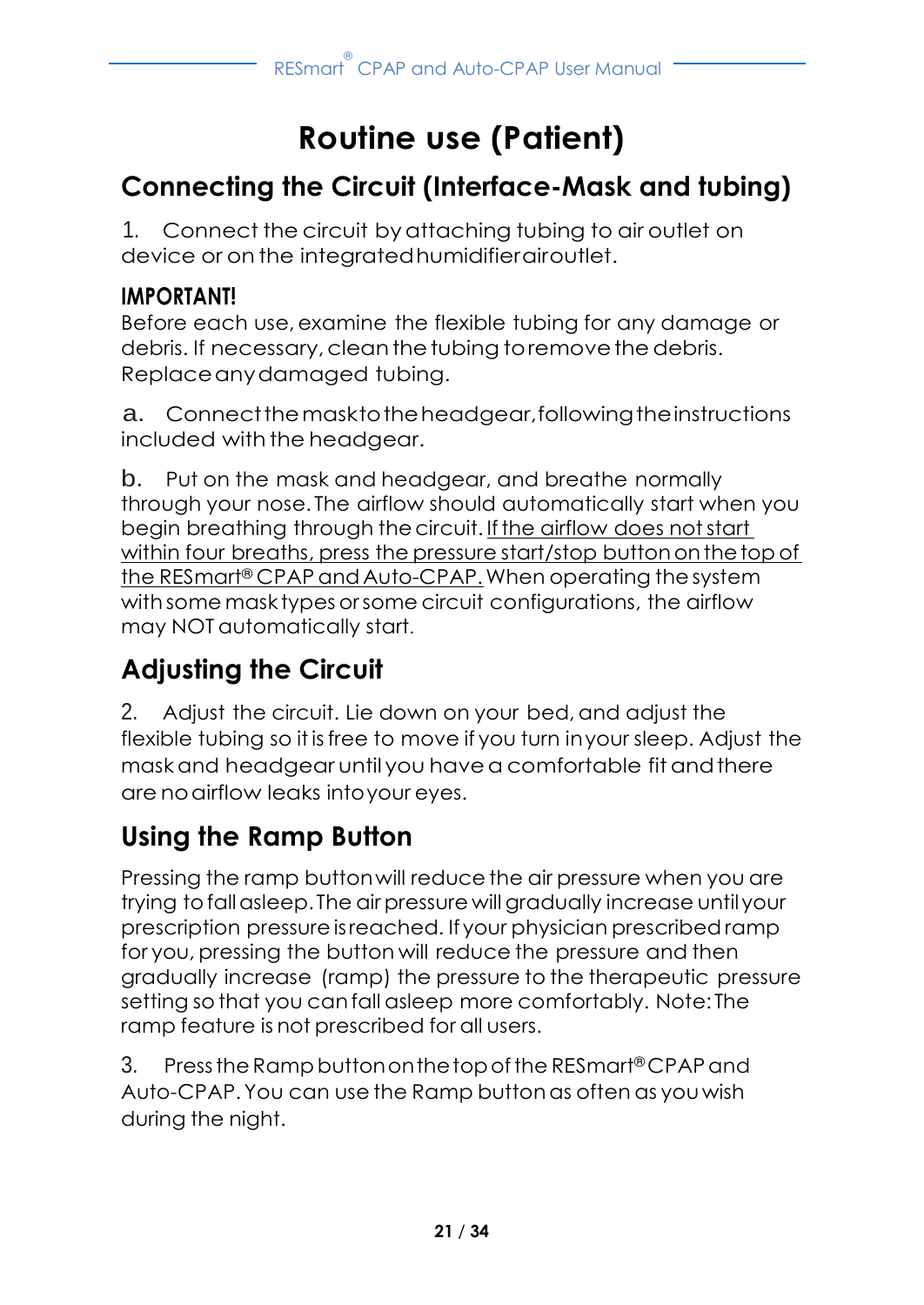# Routine use (Patient)

## Connecting the Circuit (Interface-Mask and tubing)

1. Connect the circuit by attaching tubing to air outlet on device or on the integrated humidifier air outlet.

**IMPORTANT!**
Before each use, examine the flexible tubing for any damage or debris. If necessary, clean the tubing to remove the debris. Replace any damaged tubing.

a. Connect the mask to the headgear, following the instructions included with the headgear.

b. Put on the mask and headgear, and breathe normally through your nose. The airflow should automatically start when you begin breathing through the circuit. <u>If the airflow does not start within four breaths, press the pressure start/stop button on the top of the RESmart® CPAP and Auto-CPAP.</u> When operating the system with some mask types or some circuit configurations, the airflow may NOT automatically start.

## Adjusting the Circuit

2. Adjust the circuit. Lie down on your bed, and adjust the flexible tubing so it is free to move if you turn in your sleep. Adjust the mask and headgear until you have a comfortable fit and there are no airflow leaks into your eyes.

## Using the Ramp Button

Pressing the ramp button will reduce the air pressure when you are trying to fall asleep. The air pressure will gradually increase until your prescription pressure is reached. If your physician prescribed ramp for you, pressing the button will reduce the pressure and then gradually increase (ramp) the pressure to the therapeutic pressure setting so that you can fall asleep more comfortably. Note: The ramp feature is not prescribed for all users.

3. Press the Ramp button on the top of the RESmart® CPAP and Auto-CPAP. You can use the Ramp button as often as you wish during the night.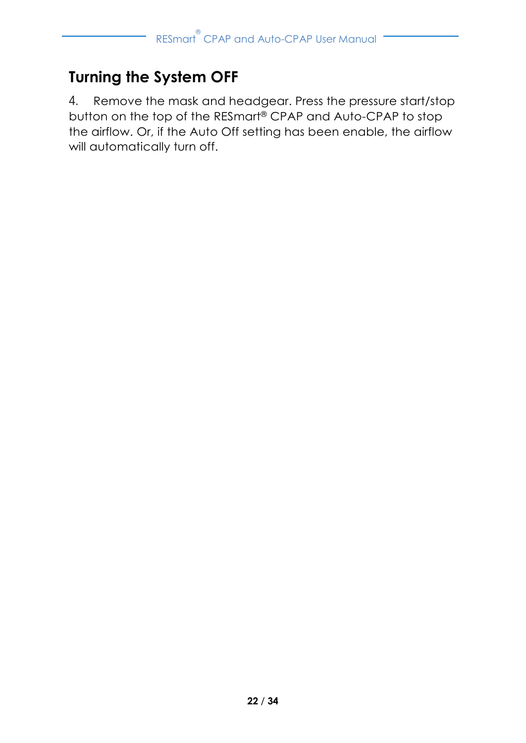## Turning the System OFF

4. Remove the mask and headgear. Press the pressure start/stop button on the top of the RESmart® CPAP and Auto-CPAP to stop the airflow. Or, if the Auto Off setting has been enable, the airflow will automatically turn off.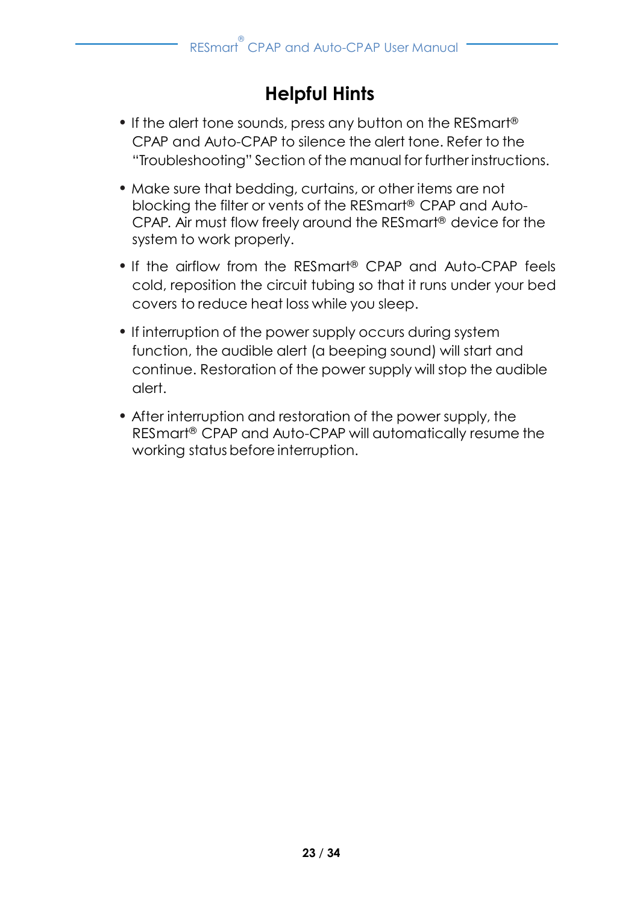# Helpful Hints

- If the alert tone sounds, press any button on the RESmart® CPAP and Auto-CPAP to silence the alert tone. Refer to the "Troubleshooting" Section of the manual for further instructions.
- Make sure that bedding, curtains, or other items are not blocking the filter or vents of the RESmart® CPAP and Auto-CPAP. Air must flow freely around the RESmart® device for the system to work properly.
- If the airflow from the RESmart® CPAP and Auto-CPAP feels cold, reposition the circuit tubing so that it runs under your bed covers to reduce heat loss while you sleep.
- If interruption of the power supply occurs during system function, the audible alert (a beeping sound) will start and continue. Restoration of the power supply will stop the audible alert.
- After interruption and restoration of the power supply, the RESmart® CPAP and Auto-CPAP will automatically resume the working status before interruption.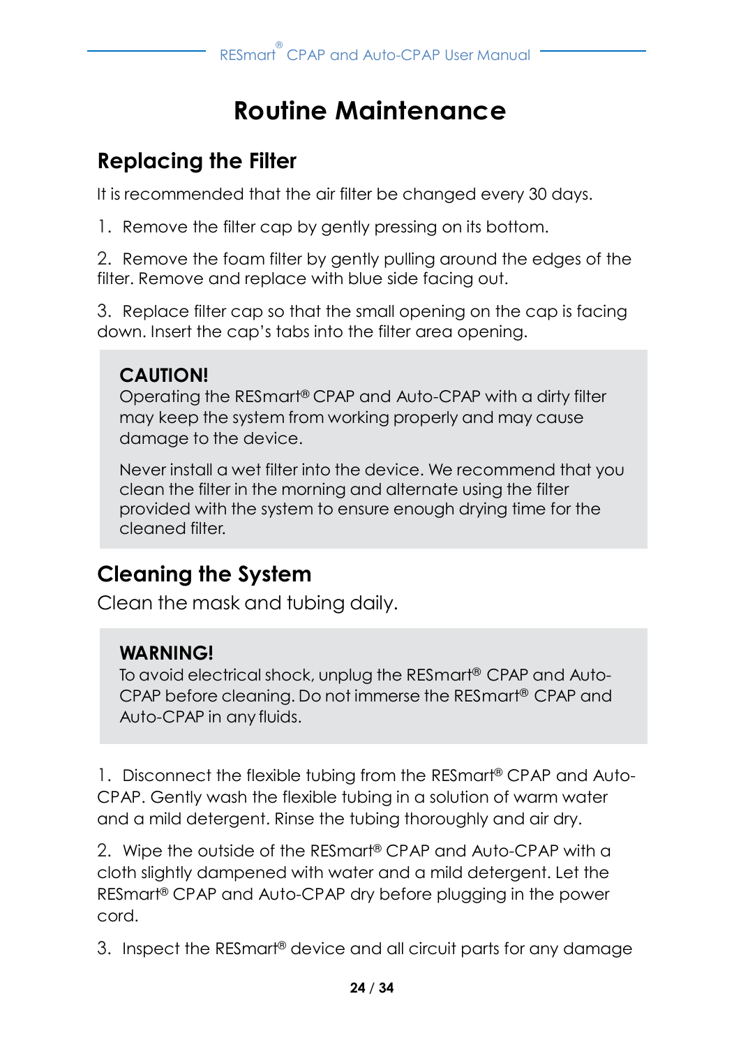# Routine Maintenance

## Replacing the Filter

It is recommended that the air filter be changed every 30 days.

1. Remove the filter cap by gently pressing on its bottom.

2. Remove the foam filter by gently pulling around the edges of the filter. Remove and replace with blue side facing out.

3. Replace filter cap so that the small opening on the cap is facing down. Insert the cap's tabs into the filter area opening.

> **CAUTION!**
> Operating the RESmart® CPAP and Auto-CPAP with a dirty filter may keep the system from working properly and may cause damage to the device.
>
> Never install a wet filter into the device. We recommend that you clean the filter in the morning and alternate using the filter provided with the system to ensure enough drying time for the cleaned filter.

## Cleaning the System

Clean the mask and tubing daily.

> **WARNING!**
> To avoid electrical shock, unplug the RESmart® CPAP and Auto-CPAP before cleaning. Do not immerse the RESmart® CPAP and Auto-CPAP in any fluids.

1. Disconnect the flexible tubing from the RESmart® CPAP and Auto-CPAP. Gently wash the flexible tubing in a solution of warm water and a mild detergent. Rinse the tubing thoroughly and air dry.

2. Wipe the outside of the RESmart® CPAP and Auto-CPAP with a cloth slightly dampened with water and a mild detergent. Let the RESmart® CPAP and Auto-CPAP dry before plugging in the power cord.

3. Inspect the RESmart® device and all circuit parts for any damage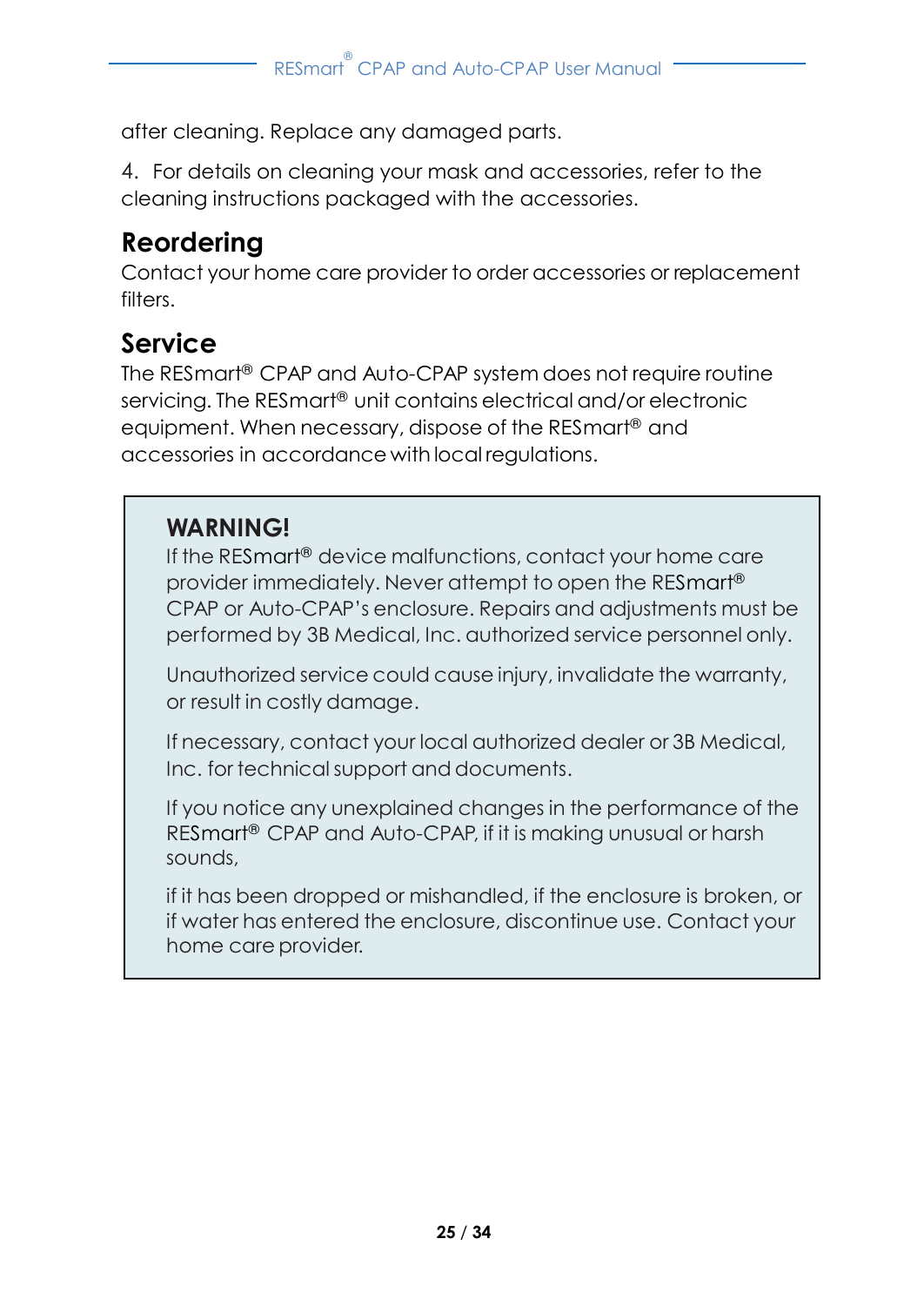after cleaning. Replace any damaged parts.

4. For details on cleaning your mask and accessories, refer to the cleaning instructions packaged with the accessories.

## Reordering

Contact your home care provider to order accessories or replacement filters.

## Service

The RESmart® CPAP and Auto-CPAP system does not require routine servicing. The RESmart® unit contains electrical and/or electronic equipment. When necessary, dispose of the RESmart® and accessories in accordance with local regulations.

> **WARNING!**
>
> If the RESmart® device malfunctions, contact your home care provider immediately. Never attempt to open the RESmart® CPAP or Auto-CPAP's enclosure. Repairs and adjustments must be performed by 3B Medical, Inc. authorized service personnel only.
>
> Unauthorized service could cause injury, invalidate the warranty, or result in costly damage.
>
> If necessary, contact your local authorized dealer or 3B Medical, Inc. for technical support and documents.
>
> If you notice any unexplained changes in the performance of the RESmart® CPAP and Auto-CPAP, if it is making unusual or harsh sounds,
>
> if it has been dropped or mishandled, if the enclosure is broken, or if water has entered the enclosure, discontinue use. Contact your home care provider.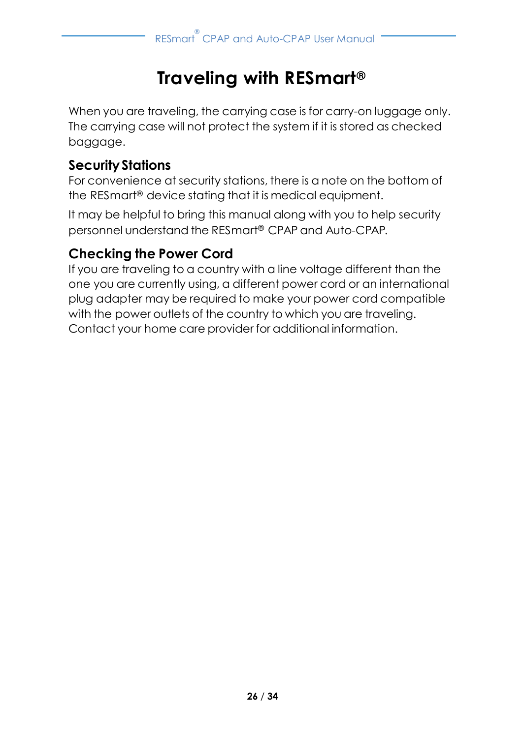# Traveling with RESmart®

When you are traveling, the carrying case is for carry-on luggage only. The carrying case will not protect the system if it is stored as checked baggage.

## Security Stations

For convenience at security stations, there is a note on the bottom of the RESmart® device stating that it is medical equipment.

It may be helpful to bring this manual along with you to help security personnel understand the RESmart® CPAP and Auto-CPAP.

## Checking the Power Cord

If you are traveling to a country with a line voltage different than the one you are currently using, a different power cord or an international plug adapter may be required to make your power cord compatible with the power outlets of the country to which you are traveling. Contact your home care provider for additional information.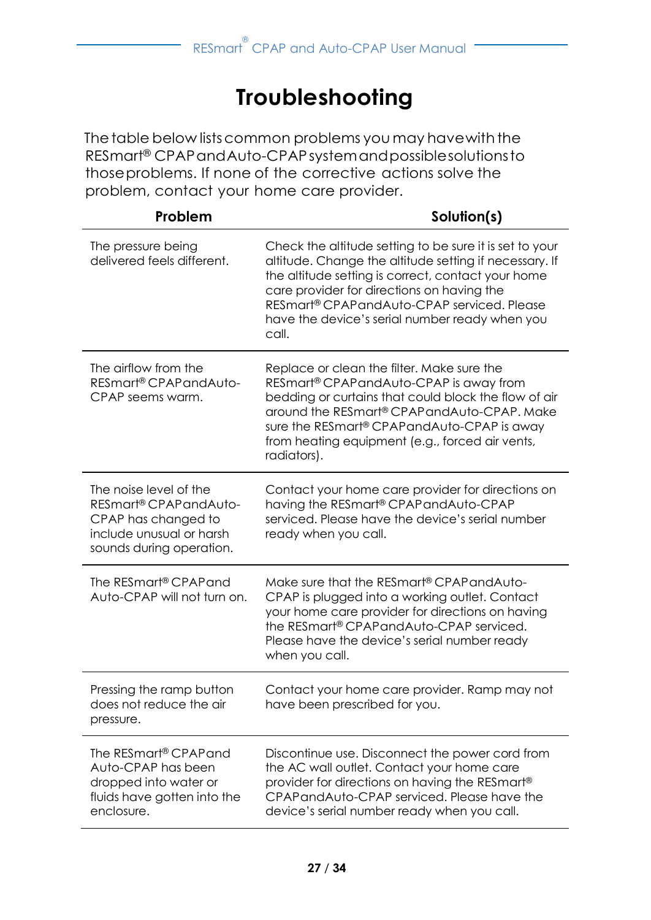# Troubleshooting

The table below lists common problems you may have with the RESmart® CPAP and Auto-CPAP system and possible solutions to those problems. If none of the corrective actions solve the problem, contact your home care provider.

| Problem | Solution(s) |
| --- | --- |
| The pressure being delivered feels different. | Check the altitude setting to be sure it is set to your altitude. Change the altitude setting if necessary. If the altitude setting is correct, contact your home care provider for directions on having the RESmart® CPAPandAuto-CPAP serviced. Please have the device's serial number ready when you call. |
| The airflow from the RESmart® CPAPandAuto-CPAP seems warm. | Replace or clean the filter. Make sure the RESmart® CPAPandAuto-CPAP is away from bedding or curtains that could block the flow of air around the RESmart® CPAPandAuto-CPAP. Make sure the RESmart® CPAPandAuto-CPAP is away from heating equipment (e.g., forced air vents, radiators). |
| The noise level of the RESmart® CPAPandAuto-CPAP has changed to include unusual or harsh sounds during operation. | Contact your home care provider for directions on having the RESmart® CPAPandAuto-CPAP serviced. Please have the device's serial number ready when you call. |
| The RESmart® CPAPand Auto-CPAP will not turn on. | Make sure that the RESmart® CPAPandAuto-CPAP is plugged into a working outlet. Contact your home care provider for directions on having the RESmart® CPAPandAuto-CPAP serviced. Please have the device's serial number ready when you call. |
| Pressing the ramp button does not reduce the air pressure. | Contact your home care provider. Ramp may not have been prescribed for you. |
| The RESmart® CPAPand Auto-CPAP has been dropped into water or fluids have gotten into the enclosure. | Discontinue use. Disconnect the power cord from the AC wall outlet. Contact your home care provider for directions on having the RESmart® CPAPandAuto-CPAP serviced. Please have the device's serial number ready when you call. |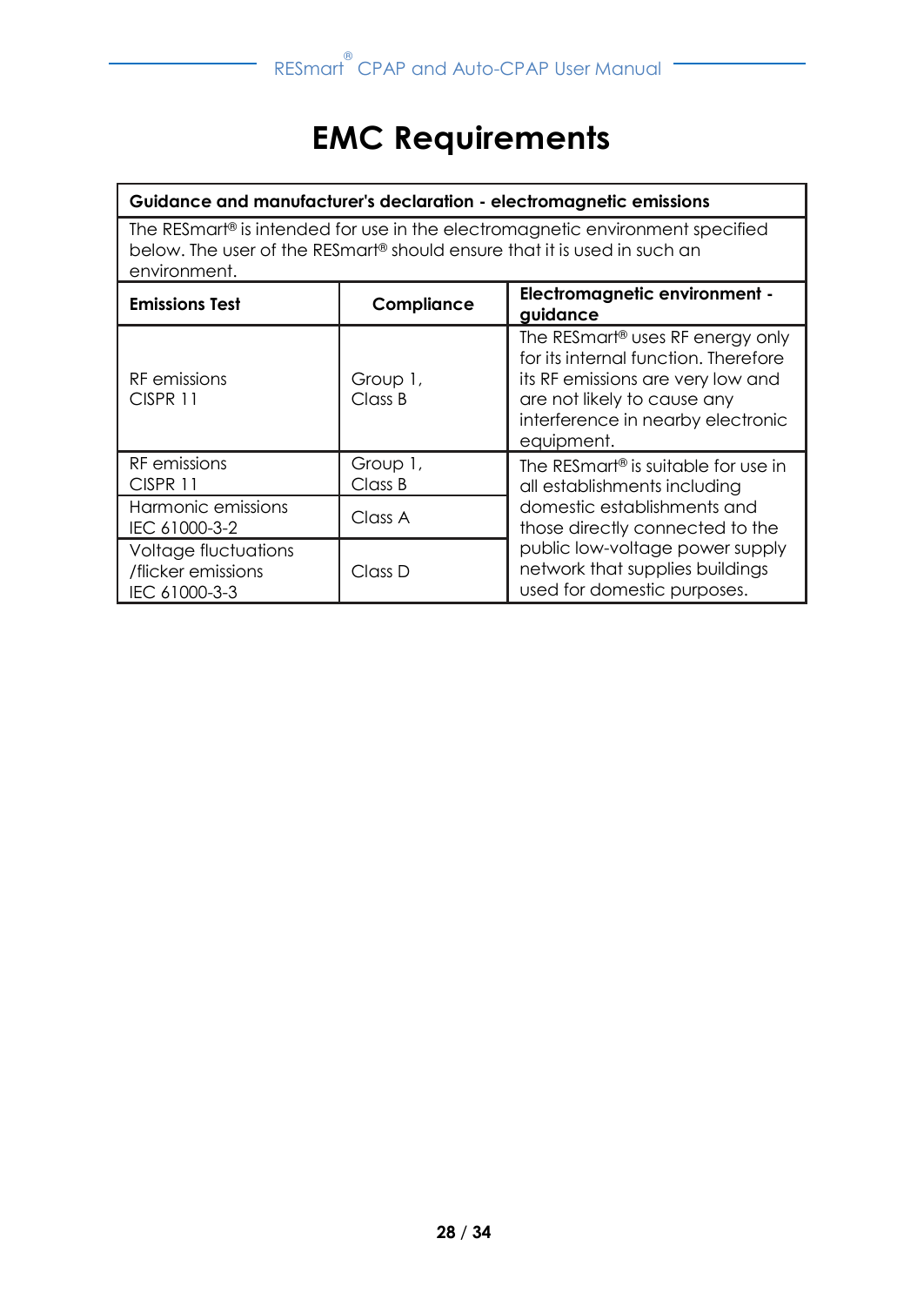# EMC Requirements

| Guidance and manufacturer's declaration - electromagnetic emissions | | |
|---|---|---|
| The RESmart® is intended for use in the electromagnetic environment specified below. The user of the RESmart® should ensure that it is used in such an environment. | | |
| **Emissions Test** | **Compliance** | **Electromagnetic environment - guidance** |
| RF emissions CISPR 11 | Group 1, Class B | The RESmart® uses RF energy only for its internal function. Therefore its RF emissions are very low and are not likely to cause any interference in nearby electronic equipment. |
| RF emissions CISPR 11 | Group 1, Class B | The RESmart® is suitable for use in all establishments including domestic establishments and those directly connected to the public low-voltage power supply network that supplies buildings used for domestic purposes. |
| Harmonic emissions IEC 61000-3-2 | Class A | |
| Voltage fluctuations /flicker emissions IEC 61000-3-3 | Class D | |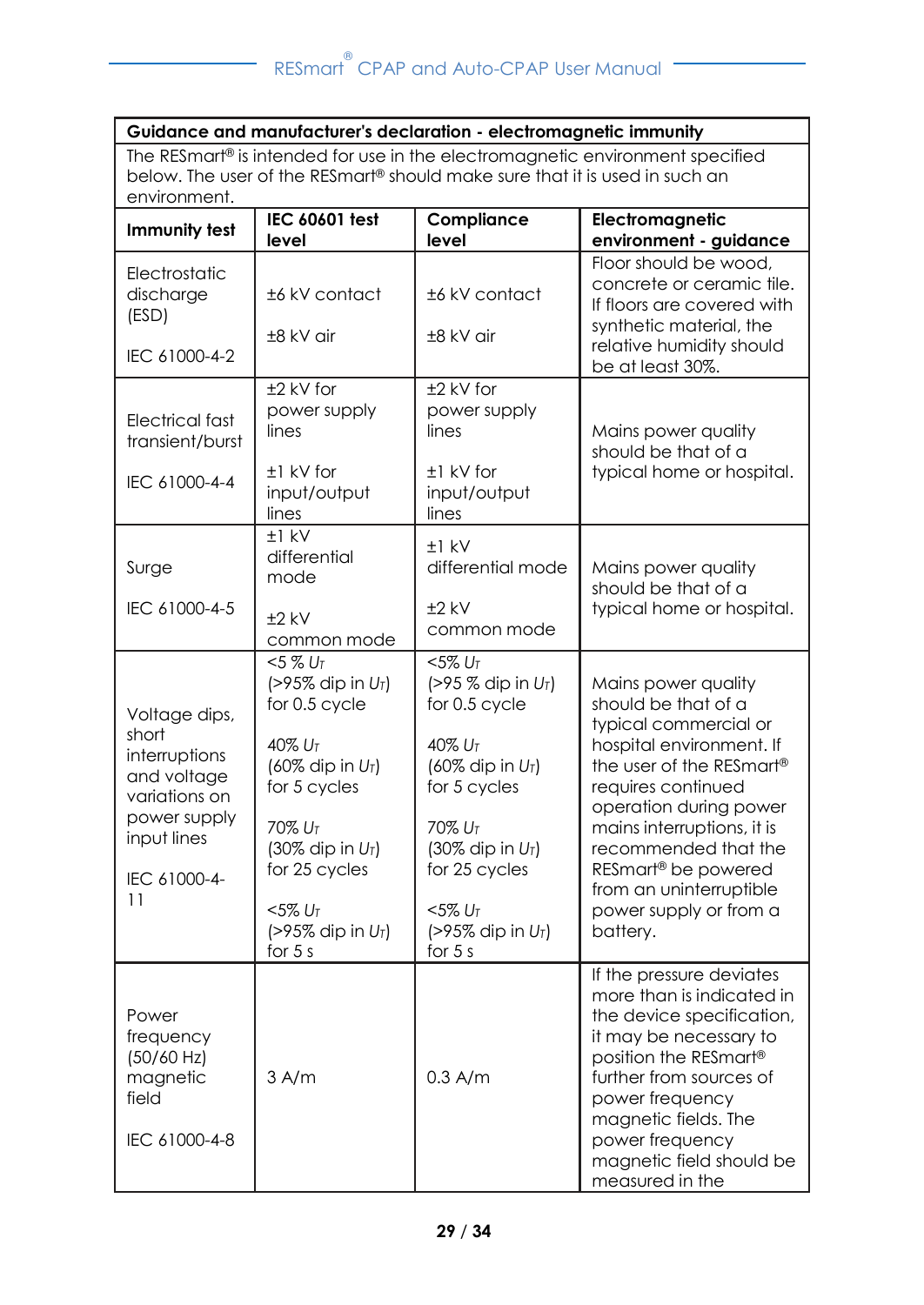| Guidance and manufacturer's declaration - electromagnetic immunity | | | |
|---|---|---|---|
| The RESmart® is intended for use in the electromagnetic environment specified below. The user of the RESmart® should make sure that it is used in such an environment. | | | |
| **Immunity test** | **IEC 60601 test level** | **Compliance level** | **Electromagnetic environment - guidance** |
| Electrostatic discharge (ESD)<br><br>IEC 61000-4-2 | ±6 kV contact<br><br>±8 kV air | ±6 kV contact<br><br>±8 kV air | Floor should be wood, concrete or ceramic tile. If floors are covered with synthetic material, the relative humidity should be at least 30%. |
| Electrical fast transient/burst<br><br>IEC 61000-4-4 | ±2 kV for power supply lines<br><br>±1 kV for input/output lines | ±2 kV for power supply lines<br><br>±1 kV for input/output lines | Mains power quality should be that of a typical home or hospital. |
| Surge<br><br>IEC 61000-4-5 | ±1 kV differential mode<br><br>±2 kV common mode | ±1 kV differential mode<br><br>±2 kV common mode | Mains power quality should be that of a typical home or hospital. |
| Voltage dips, short interruptions and voltage variations on power supply input lines<br><br>IEC 61000-4-11 | <5 % $U_T$ (>95% dip in $U_T$) for 0.5 cycle<br><br>40% $U_T$ (60% dip in $U_T$) for 5 cycles<br><br>70% $U_T$ (30% dip in $U_T$) for 25 cycles<br><br><5% $U_T$ (>95% dip in $U_T$) for 5 s | <5% $U_T$ (>95 % dip in $U_T$) for 0.5 cycle<br><br>40% $U_T$ (60% dip in $U_T$) for 5 cycles<br><br>70% $U_T$ (30% dip in $U_T$) for 25 cycles<br><br><5% $U_T$ (>95% dip in $U_T$) for 5 s | Mains power quality should be that of a typical commercial or hospital environment. If the user of the RESmart® requires continued operation during power mains interruptions, it is recommended that the RESmart® be powered from an uninterruptible power supply or from a battery. |
| Power frequency (50/60 Hz) magnetic field<br><br>IEC 61000-4-8 | 3 A/m | 0.3 A/m | If the pressure deviates more than is indicated in the device specification, it may be necessary to position the RESmart® further from sources of power frequency magnetic fields. The power frequency magnetic field should be measured in the |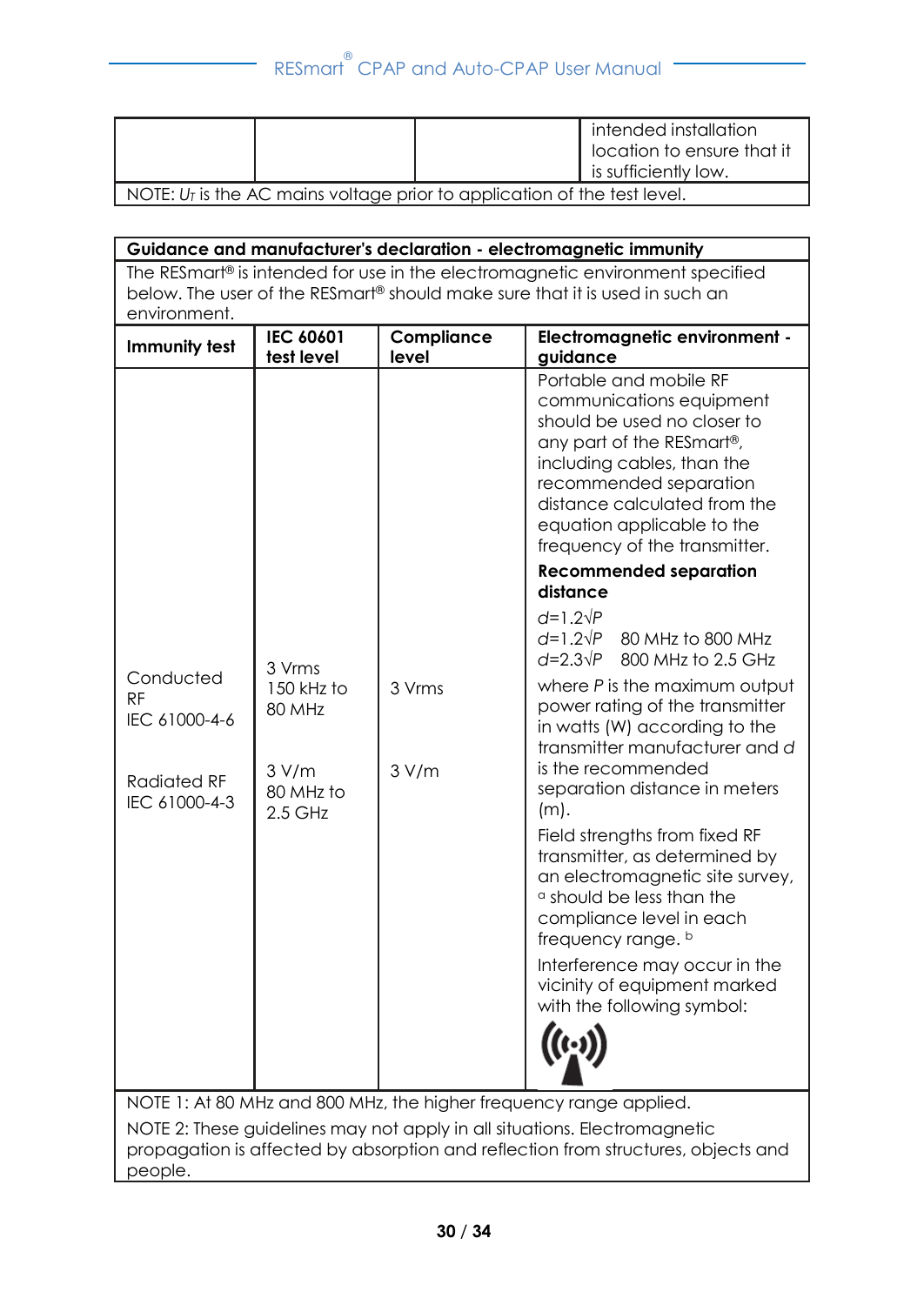| | | | intended installation location to ensure that it is sufficiently low. |
|---|---|---|---|
| NOTE: $U_T$ is the AC mains voltage prior to application of the test level. | | | |

| **Guidance and manufacturer's declaration - electromagnetic immunity** | | | |
|---|---|---|---|
| The RESmart® is intended for use in the electromagnetic environment specified below. The user of the RESmart® should make sure that it is used in such an environment. | | | |
| **Immunity test** | **IEC 60601 test level** | **Compliance level** | **Electromagnetic environment - guidance** |
| Conducted RF IEC 61000-4-6<br><br>Radiated RF IEC 61000-4-3 | 3 Vrms 150 kHz to 80 MHz<br><br>3 V/m 80 MHz to 2.5 GHz | 3 Vrms<br><br>3 V/m | Portable and mobile RF communications equipment should be used no closer to any part of the RESmart®, including cables, than the recommended separation distance calculated from the equation applicable to the frequency of the transmitter.<br>**Recommended separation distance**<br>$d=1.2\sqrt{P}$<br>$d=1.2\sqrt{P}$ 80 MHz to 800 MHz<br>$d=2.3\sqrt{P}$ 800 MHz to 2.5 GHz<br>where $P$ is the maximum output power rating of the transmitter in watts (W) according to the transmitter manufacturer and $d$ is the recommended separation distance in meters (m).<br>Field strengths from fixed RF transmitter, as determined by an electromagnetic site survey, [a] should be less than the compliance level in each frequency range. [b]<br>Interference may occur in the vicinity of equipment marked with the following symbol: |
| NOTE 1: At 80 MHz and 800 MHz, the higher frequency range applied. | | | |
| NOTE 2: These guidelines may not apply in all situations. Electromagnetic propagation is affected by absorption and reflection from structures, objects and people. | | | |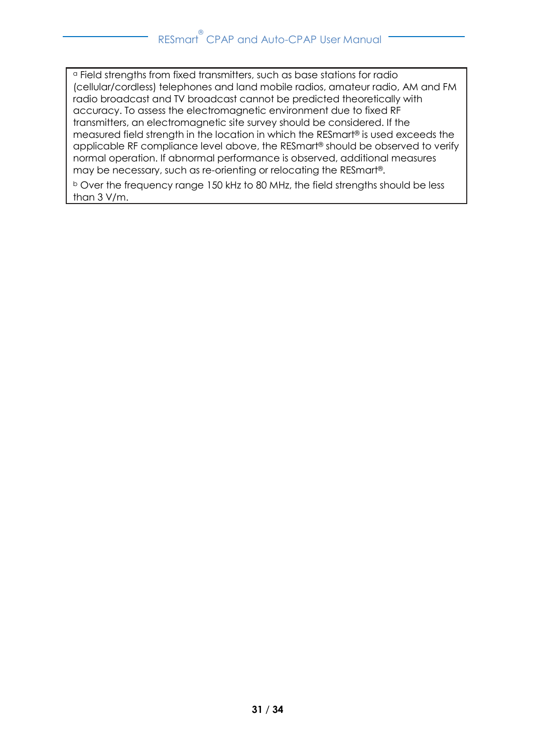[a] Field strengths from fixed transmitters, such as base stations for radio (cellular/cordless) telephones and land mobile radios, amateur radio, AM and FM radio broadcast and TV broadcast cannot be predicted theoretically with accuracy. To assess the electromagnetic environment due to fixed RF transmitters, an electromagnetic site survey should be considered. If the measured field strength in the location in which the RESmart® is used exceeds the applicable RF compliance level above, the RESmart® should be observed to verify normal operation. If abnormal performance is observed, additional measures may be necessary, such as re-orienting or relocating the RESmart®.

[b] Over the frequency range 150 kHz to 80 MHz, the field strengths should be less than 3 V/m.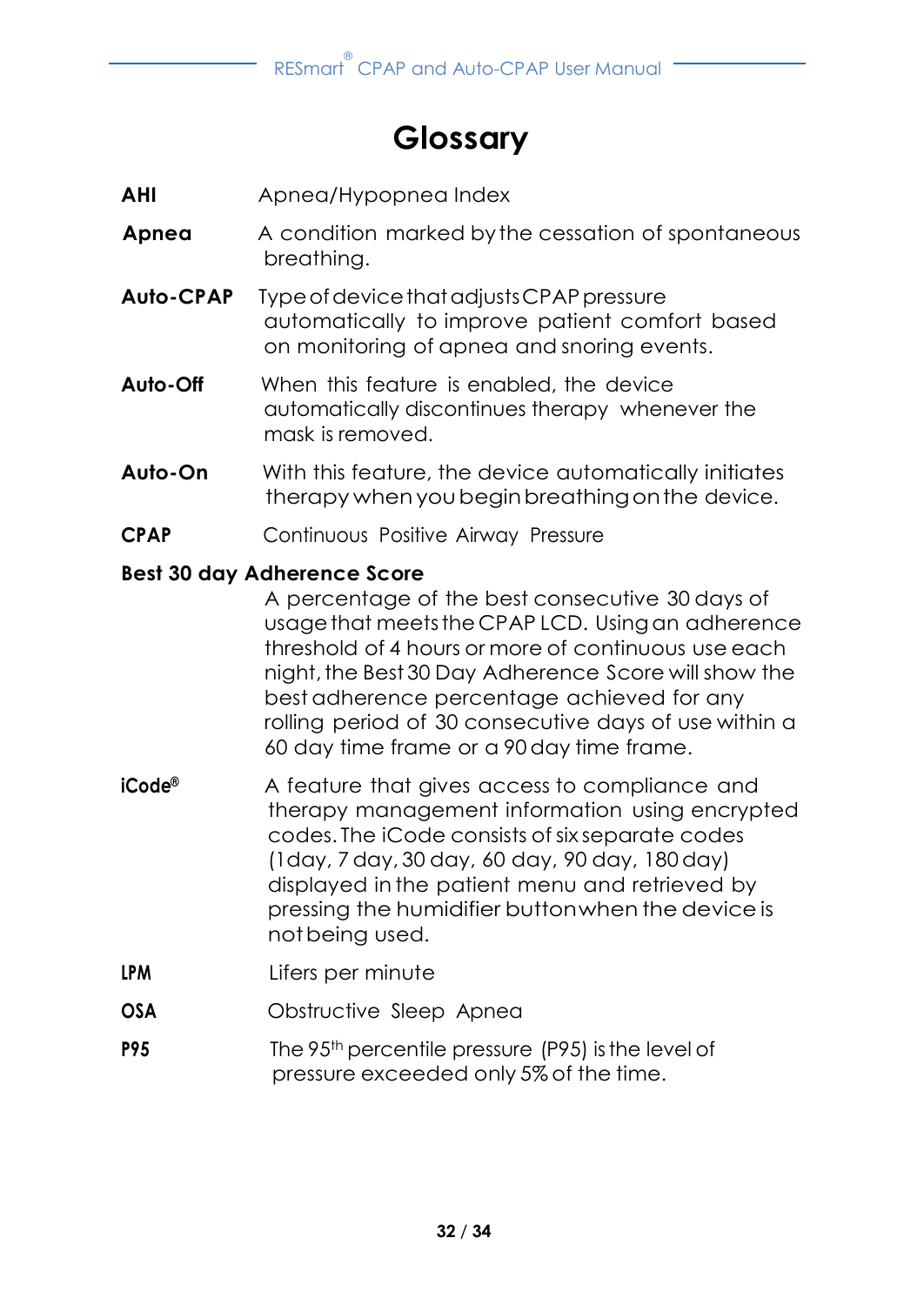# Glossary

**AHI** Apnea/Hypopnea Index

**Apnea** A condition marked by the cessation of spontaneous breathing.

**Auto-CPAP** Type of device that adjusts CPAP pressure automatically to improve patient comfort based on monitoring of apnea and snoring events.

**Auto-Off** When this feature is enabled, the device automatically discontinues therapy whenever the mask is removed.

**Auto-On** With this feature, the device automatically initiates therapy when you begin breathing on the device.

**CPAP** Continuous Positive Airway Pressure

**Best 30 day Adherence Score**
A percentage of the best consecutive 30 days of usage that meets the CPAP LCD. Using an adherence threshold of 4 hours or more of continuous use each night, the Best 30 Day Adherence Score will show the best adherence percentage achieved for any rolling period of 30 consecutive days of use within a 60 day time frame or a 90 day time frame.

**iCode®** A feature that gives access to compliance and therapy management information using encrypted codes. The iCode consists of six separate codes (1day, 7 day, 30 day, 60 day, 90 day, 180 day) displayed in the patient menu and retrieved by pressing the humidifier button when the device is not being used.

**LPM** Lifers per minute

**OSA** Obstructive Sleep Apnea

**P95** The 95th percentile pressure (P95) is the level of pressure exceeded only 5% of the time.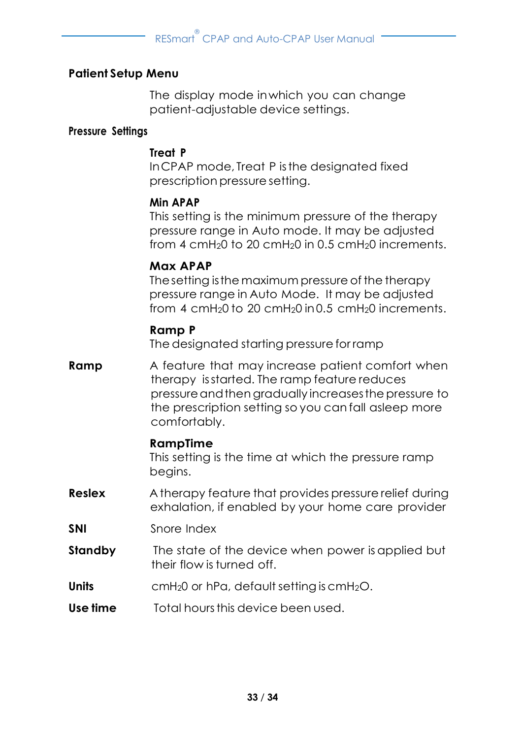**Patient Setup Menu**

The display mode in which you can change patient-adjustable device settings.

**Pressure Settings**

**Treat P**
In CPAP mode, Treat P is the designated fixed prescription pressure setting.

**Min APAP**
This setting is the minimum pressure of the therapy pressure range in Auto mode. It may be adjusted from 4 $cmH_20$ to 20 $cmH_20$ in 0.5 $cmH_20$ increments.

**Max APAP**
The setting is the maximum pressure of the therapy pressure range in Auto Mode. It may be adjusted from 4 $cmH_20$ to 20 $cmH_20$ in 0.5 $cmH_20$ increments.

**Ramp P**
The designated starting pressure for ramp

**Ramp** A feature that may increase patient comfort when therapy is started. The ramp feature reduces pressure and then gradually increases the pressure to the prescription setting so you can fall asleep more comfortably.

**RampTime**
This setting is the time at which the pressure ramp begins.

**Reslex** A therapy feature that provides pressure relief during exhalation, if enabled by your home care provider

**SNI** Snore Index

**Standby** The state of the device when power is applied but their flow is turned off.

**Units** $cmH_20$ or hPa, default setting is $cmH_2O$.

**Use time** Total hours this device been used.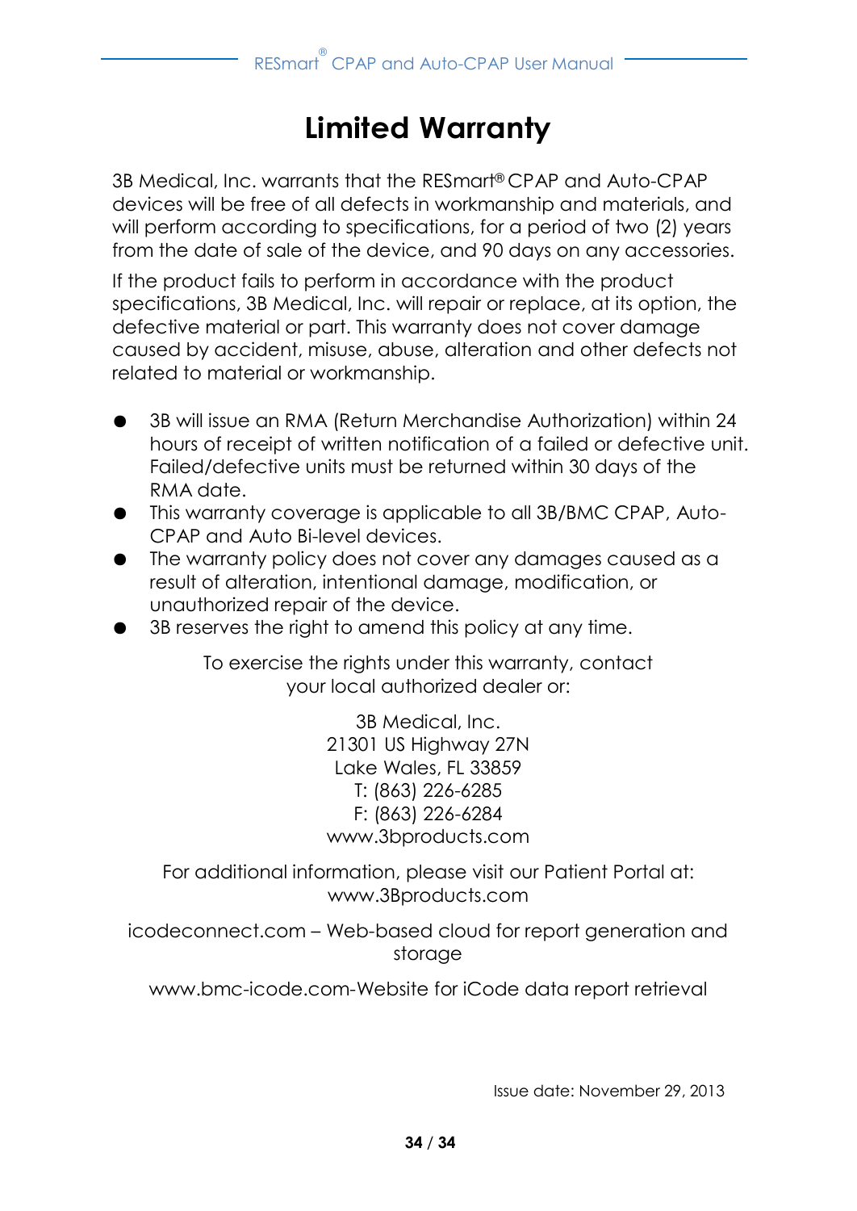# Limited Warranty

3B Medical, Inc. warrants that the RESmart® CPAP and Auto-CPAP devices will be free of all defects in workmanship and materials, and will perform according to specifications, for a period of two (2) years from the date of sale of the device, and 90 days on any accessories.

If the product fails to perform in accordance with the product specifications, 3B Medical, Inc. will repair or replace, at its option, the defective material or part. This warranty does not cover damage caused by accident, misuse, abuse, alteration and other defects not related to material or workmanship.

- 3B will issue an RMA (Return Merchandise Authorization) within 24 hours of receipt of written notification of a failed or defective unit. Failed/defective units must be returned within 30 days of the RMA date.
- This warranty coverage is applicable to all 3B/BMC CPAP, Auto-CPAP and Auto Bi-level devices.
- The warranty policy does not cover any damages caused as a result of alteration, intentional damage, modification, or unauthorized repair of the device.
- 3B reserves the right to amend this policy at any time.

To exercise the rights under this warranty, contact your local authorized dealer or:

3B Medical, Inc.
21301 US Highway 27N
Lake Wales, FL 33859
T: (863) 226-6285
F: (863) 226-6284
www.3bproducts.com

For additional information, please visit our Patient Portal at: www.3Bproducts.com

icodeconnect.com – Web-based cloud for report generation and storage

www.bmc-icode.com-Website for iCode data report retrieval

Issue date: November 29, 2013